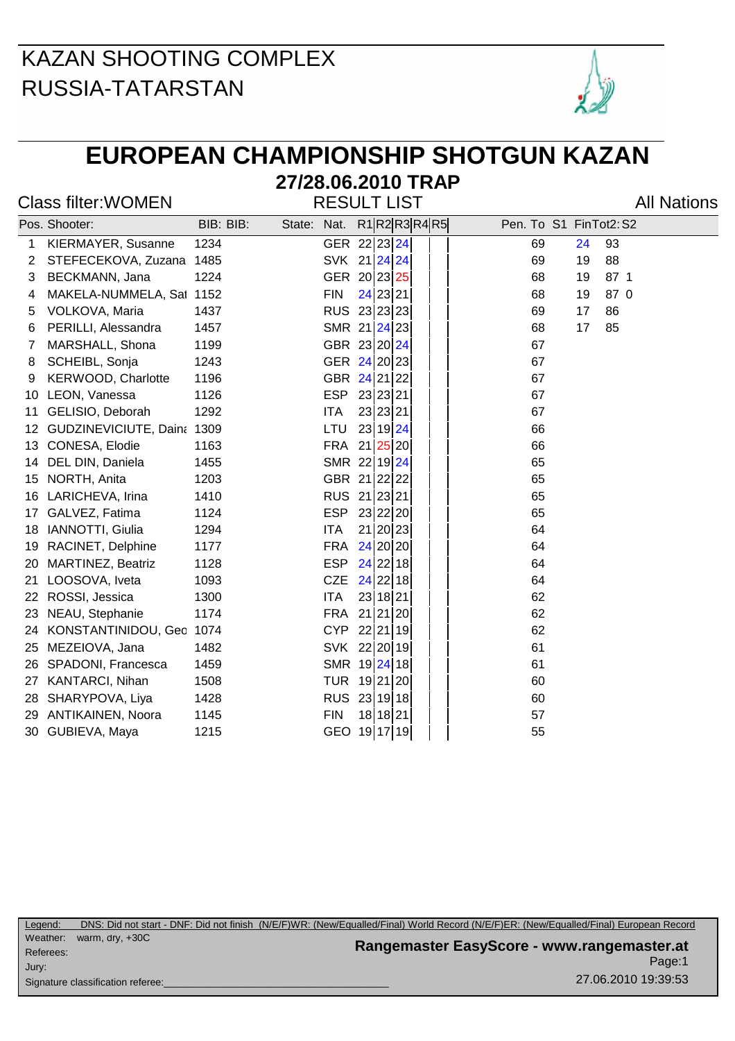# KAZAN SHOOTING COMPLEX
# RUSSIA-TATARSTAN

# EUROPEAN CHAMPIONSHIP SHOTGUN KAZAN

## 27/28.06.2010 TRAP

Class filter:WOMEN

RESULT LIST

All Nations

| Pos. | Shooter: | BIB: | BIB: | State: | Nat. | R1 | R2 | R3 | R4 | R5 | Pen. | To | S1 | Fin | Tot2: | S2 |
|---|---|---|---|---|---|---|---|---|---|---|---|---|---|---|---|---|
| 1 | KIERMAYER, Susanne | 1234 | | | GER | 22 | 23 | 24 | | | | 69 | | 24 | 93 | |
| 2 | STEFECEKOVA, Zuzana | 1485 | | | SVK | 21 | 24 | 24 | | | | 69 | | 19 | 88 | |
| 3 | BECKMANN, Jana | 1224 | | | GER | 20 | 23 | 25 | | | | 68 | | 19 | 87 | 1 |
| 4 | MAKELA-NUMMELA, Sat | 1152 | | | FIN | 24 | 23 | 21 | | | | 68 | | 19 | 87 | 0 |
| 5 | VOLKOVA, Maria | 1437 | | | RUS | 23 | 23 | 23 | | | | 69 | | 17 | 86 | |
| 6 | PERILLI, Alessandra | 1457 | | | SMR | 21 | 24 | 23 | | | | 68 | | 17 | 85 | |
| 7 | MARSHALL, Shona | 1199 | | | GBR | 23 | 20 | 24 | | | | 67 | | | | |
| 8 | SCHEIBL, Sonja | 1243 | | | GER | 24 | 20 | 23 | | | | 67 | | | | |
| 9 | KERWOOD, Charlotte | 1196 | | | GBR | 24 | 21 | 22 | | | | 67 | | | | |
| 10 | LEON, Vanessa | 1126 | | | ESP | 23 | 23 | 21 | | | | 67 | | | | |
| 11 | GELISIO, Deborah | 1292 | | | ITA | 23 | 23 | 21 | | | | 67 | | | | |
| 12 | GUDZINEVICIUTE, Daina | 1309 | | | LTU | 23 | 19 | 24 | | | | 66 | | | | |
| 13 | CONESA, Elodie | 1163 | | | FRA | 21 | 25 | 20 | | | | 66 | | | | |
| 14 | DEL DIN, Daniela | 1455 | | | SMR | 22 | 19 | 24 | | | | 65 | | | | |
| 15 | NORTH, Anita | 1203 | | | GBR | 21 | 22 | 22 | | | | 65 | | | | |
| 16 | LARICHEVA, Irina | 1410 | | | RUS | 21 | 23 | 21 | | | | 65 | | | | |
| 17 | GALVEZ, Fatima | 1124 | | | ESP | 23 | 22 | 20 | | | | 65 | | | | |
| 18 | IANNOTTI, Giulia | 1294 | | | ITA | 21 | 20 | 23 | | | | 64 | | | | |
| 19 | RACINET, Delphine | 1177 | | | FRA | 24 | 20 | 20 | | | | 64 | | | | |
| 20 | MARTINEZ, Beatriz | 1128 | | | ESP | 24 | 22 | 18 | | | | 64 | | | | |
| 21 | LOOSOVA, Iveta | 1093 | | | CZE | 24 | 22 | 18 | | | | 64 | | | | |
| 22 | ROSSI, Jessica | 1300 | | | ITA | 23 | 18 | 21 | | | | 62 | | | | |
| 23 | NEAU, Stephanie | 1174 | | | FRA | 21 | 21 | 20 | | | | 62 | | | | |
| 24 | KONSTANTINIDOU, Geo | 1074 | | | CYP | 22 | 21 | 19 | | | | 62 | | | | |
| 25 | MEZEIOVA, Jana | 1482 | | | SVK | 22 | 20 | 19 | | | | 61 | | | | |
| 26 | SPADONI, Francesca | 1459 | | | SMR | 19 | 24 | 18 | | | | 61 | | | | |
| 27 | KANTARCI, Nihan | 1508 | | | TUR | 19 | 21 | 20 | | | | 60 | | | | |
| 28 | SHARYPOVA, Liya | 1428 | | | RUS | 23 | 19 | 18 | | | | 60 | | | | |
| 29 | ANTIKAINEN, Noora | 1145 | | | FIN | 18 | 18 | 21 | | | | 57 | | | | |
| 30 | GUBIEVA, Maya | 1215 | | | GEO | 19 | 17 | 19 | | | | 55 | | | | |

Legend: DNS: Did not start - DNF: Did not finish (N/E/F)WR: (New/Equalled/Final) World Record (N/E/F)ER: (New/Equalled/Final) European Record

Weather: warm, dry, +30C

Referees:

Jury:

Signature classification referee:\_\_\_\_\_\_\_\_\_\_\_\_\_\_\_\_\_\_\_\_\_\_\_\_\_\_\_\_\_\_\_\_\_\_\_\_

Rangemaster EasyScore - www.rangemaster.at

27.06.2010 19:39:53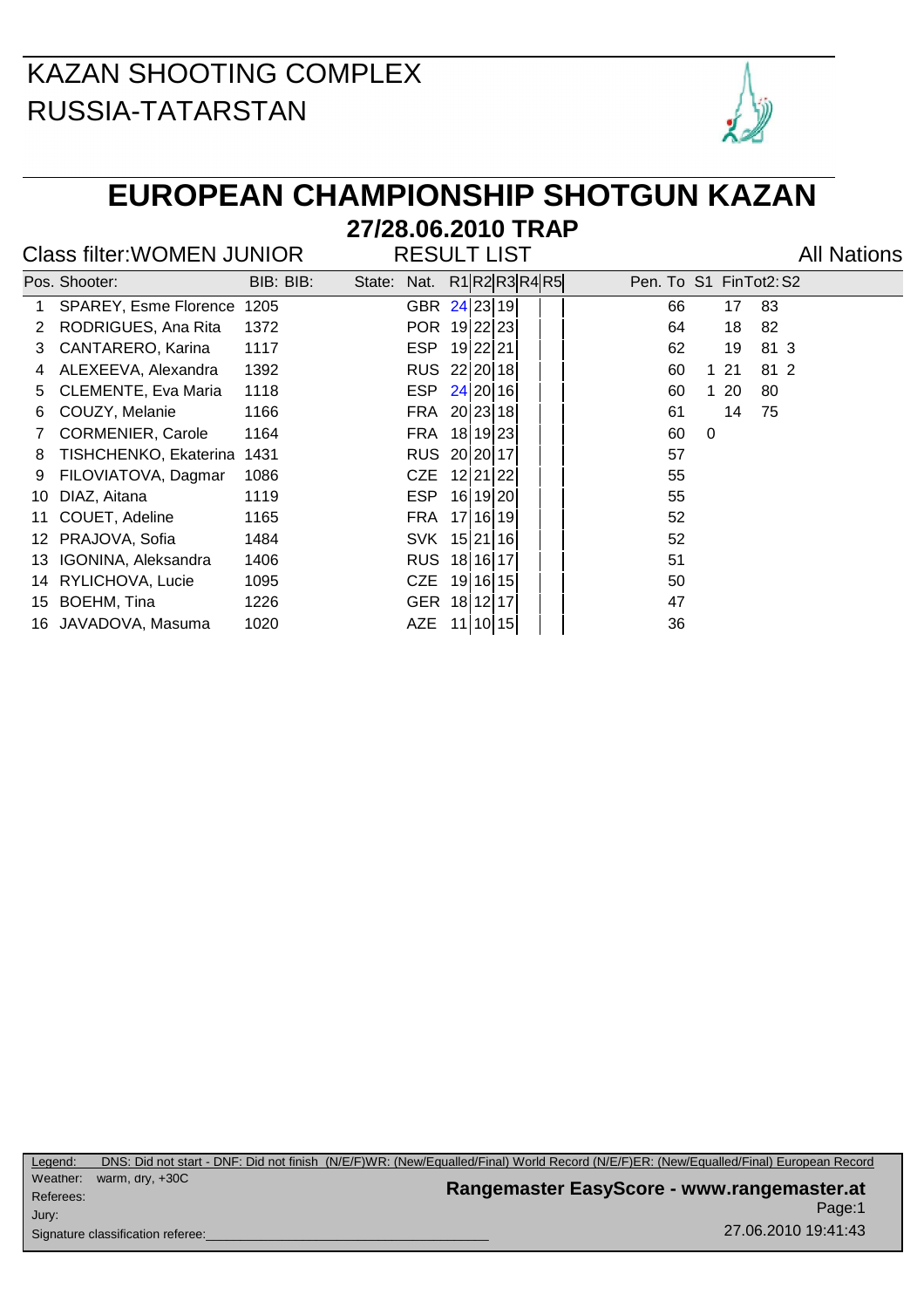KAZAN SHOOTING COMPLEX
RUSSIA-TATARSTAN

# EUROPEAN CHAMPIONSHIP SHOTGUN KAZAN

## 27/28.06.2010 TRAP

Class filter:WOMEN JUNIOR | RESULT LIST | All Nations

| Pos. | Shooter: | BIB: | BIB: | State: | Nat. | R1 | R2 | R3 | R4 | R5 | Pen. | To | S1 | Fin | Tot2: | S2 |
|---|---|---|---|---|---|---|---|---|---|---|---|---|---|---|---|---|
| 1 | SPAREY, Esme Florence | 1205 | | | GBR | 24 | 23 | 19 | | | | 66 | | 17 | 83 | |
| 2 | RODRIGUES, Ana Rita | 1372 | | | POR | 19 | 22 | 23 | | | | 64 | | 18 | 82 | |
| 3 | CANTARERO, Karina | 1117 | | | ESP | 19 | 22 | 21 | | | | 62 | | 19 | 81 | 3 |
| 4 | ALEXEEVA, Alexandra | 1392 | | | RUS | 22 | 20 | 18 | | | | 60 | 1 | 21 | 81 | 2 |
| 5 | CLEMENTE, Eva Maria | 1118 | | | ESP | 24 | 20 | 16 | | | | 60 | 1 | 20 | 80 | |
| 6 | COUZY, Melanie | 1166 | | | FRA | 20 | 23 | 18 | | | | 61 | | 14 | 75 | |
| 7 | CORMENIER, Carole | 1164 | | | FRA | 18 | 19 | 23 | | | | 60 | 0 | | | |
| 8 | TISHCHENKO, Ekaterina | 1431 | | | RUS | 20 | 20 | 17 | | | | 57 | | | | |
| 9 | FILOVIATOVA, Dagmar | 1086 | | | CZE | 12 | 21 | 22 | | | | 55 | | | | |
| 10 | DIAZ, Aitana | 1119 | | | ESP | 16 | 19 | 20 | | | | 55 | | | | |
| 11 | COUET, Adeline | 1165 | | | FRA | 17 | 16 | 19 | | | | 52 | | | | |
| 12 | PRAJOVA, Sofia | 1484 | | | SVK | 15 | 21 | 16 | | | | 52 | | | | |
| 13 | IGONINA, Aleksandra | 1406 | | | RUS | 18 | 16 | 17 | | | | 51 | | | | |
| 14 | RYLICHOVA, Lucie | 1095 | | | CZE | 19 | 16 | 15 | | | | 50 | | | | |
| 15 | BOEHM, Tina | 1226 | | | GER | 18 | 12 | 17 | | | | 47 | | | | |
| 16 | JAVADOVA, Masuma | 1020 | | | AZE | 11 | 10 | 15 | | | | 36 | | | | |

Legend: DNS: Did not start - DNF: Did not finish (N/E/F)WR: (New/Equalled/Final) World Record (N/E/F)ER: (New/Equalled/Final) European Record

Weather: warm, dry, +30C

Referees:

Jury:

Signature classification referee:\_\_\_\_\_\_\_\_\_\_\_\_\_\_\_\_\_\_\_\_\_\_\_\_\_\_\_\_\_\_\_\_\_\_\_\_

**Rangemaster EasyScore - www.rangemaster.at**

27.06.2010 19:41:43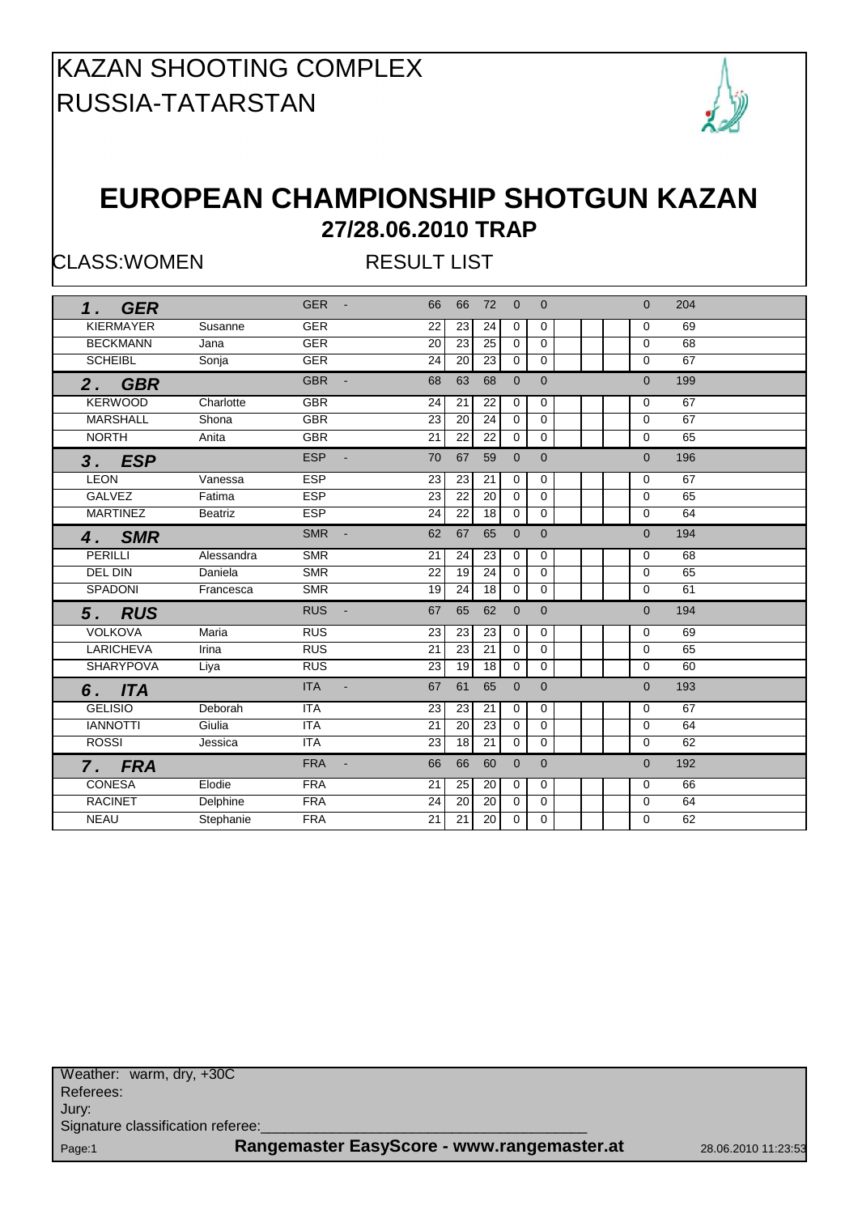# KAZAN SHOOTING COMPLEX
# RUSSIA-TATARSTAN

## EUROPEAN CHAMPIONSHIP SHOTGUN KAZAN
### 27/28.06.2010 TRAP

CLASS:WOMEN RESULT LIST

| | | | | | | | | | | | | | |
|---|---|---|---|---|---|---|---|---|---|---|---|---|---|
| **1. GER** | | GER - | 66 | 66 | 72 | 0 | 0 | | | | | 0 | 204 |
| KIERMAYER | Susanne | GER | 22 | 23 | 24 | 0 | 0 | | | | | 0 | 69 |
| BECKMANN | Jana | GER | 20 | 23 | 25 | 0 | 0 | | | | | 0 | 68 |
| SCHEIBL | Sonja | GER | 24 | 20 | 23 | 0 | 0 | | | | | 0 | 67 |
| **2. GBR** | | GBR - | 68 | 63 | 68 | 0 | 0 | | | | | 0 | 199 |
| KERWOOD | Charlotte | GBR | 24 | 21 | 22 | 0 | 0 | | | | | 0 | 67 |
| MARSHALL | Shona | GBR | 23 | 20 | 24 | 0 | 0 | | | | | 0 | 67 |
| NORTH | Anita | GBR | 21 | 22 | 22 | 0 | 0 | | | | | 0 | 65 |
| **3. ESP** | | ESP - | 70 | 67 | 59 | 0 | 0 | | | | | 0 | 196 |
| LEON | Vanessa | ESP | 23 | 23 | 21 | 0 | 0 | | | | | 0 | 67 |
| GALVEZ | Fatima | ESP | 23 | 22 | 20 | 0 | 0 | | | | | 0 | 65 |
| MARTINEZ | Beatriz | ESP | 24 | 22 | 18 | 0 | 0 | | | | | 0 | 64 |
| **4. SMR** | | SMR - | 62 | 67 | 65 | 0 | 0 | | | | | 0 | 194 |
| PERILLI | Alessandra | SMR | 21 | 24 | 23 | 0 | 0 | | | | | 0 | 68 |
| DEL DIN | Daniela | SMR | 22 | 19 | 24 | 0 | 0 | | | | | 0 | 65 |
| SPADONI | Francesca | SMR | 19 | 24 | 18 | 0 | 0 | | | | | 0 | 61 |
| **5. RUS** | | RUS - | 67 | 65 | 62 | 0 | 0 | | | | | 0 | 194 |
| VOLKOVA | Maria | RUS | 23 | 23 | 23 | 0 | 0 | | | | | 0 | 69 |
| LARICHEVA | Irina | RUS | 21 | 23 | 21 | 0 | 0 | | | | | 0 | 65 |
| SHARYPOVA | Liya | RUS | 23 | 19 | 18 | 0 | 0 | | | | | 0 | 60 |
| **6. ITA** | | ITA - | 67 | 61 | 65 | 0 | 0 | | | | | 0 | 193 |
| GELISIO | Deborah | ITA | 23 | 23 | 21 | 0 | 0 | | | | | 0 | 67 |
| IANNOTTI | Giulia | ITA | 21 | 20 | 23 | 0 | 0 | | | | | 0 | 64 |
| ROSSI | Jessica | ITA | 23 | 18 | 21 | 0 | 0 | | | | | 0 | 62 |
| **7. FRA** | | FRA - | 66 | 66 | 60 | 0 | 0 | | | | | 0 | 192 |
| CONESA | Elodie | FRA | 21 | 25 | 20 | 0 | 0 | | | | | 0 | 66 |
| RACINET | Delphine | FRA | 24 | 20 | 20 | 0 | 0 | | | | | 0 | 64 |
| NEAU | Stephanie | FRA | 21 | 21 | 20 | 0 | 0 | | | | | 0 | 62 |

Weather: warm, dry, +30C
Referees:
Jury:
Signature classification referee:________________________________________

Rangemaster EasyScore - www.rangemaster.at 28.06.2010 11:23:53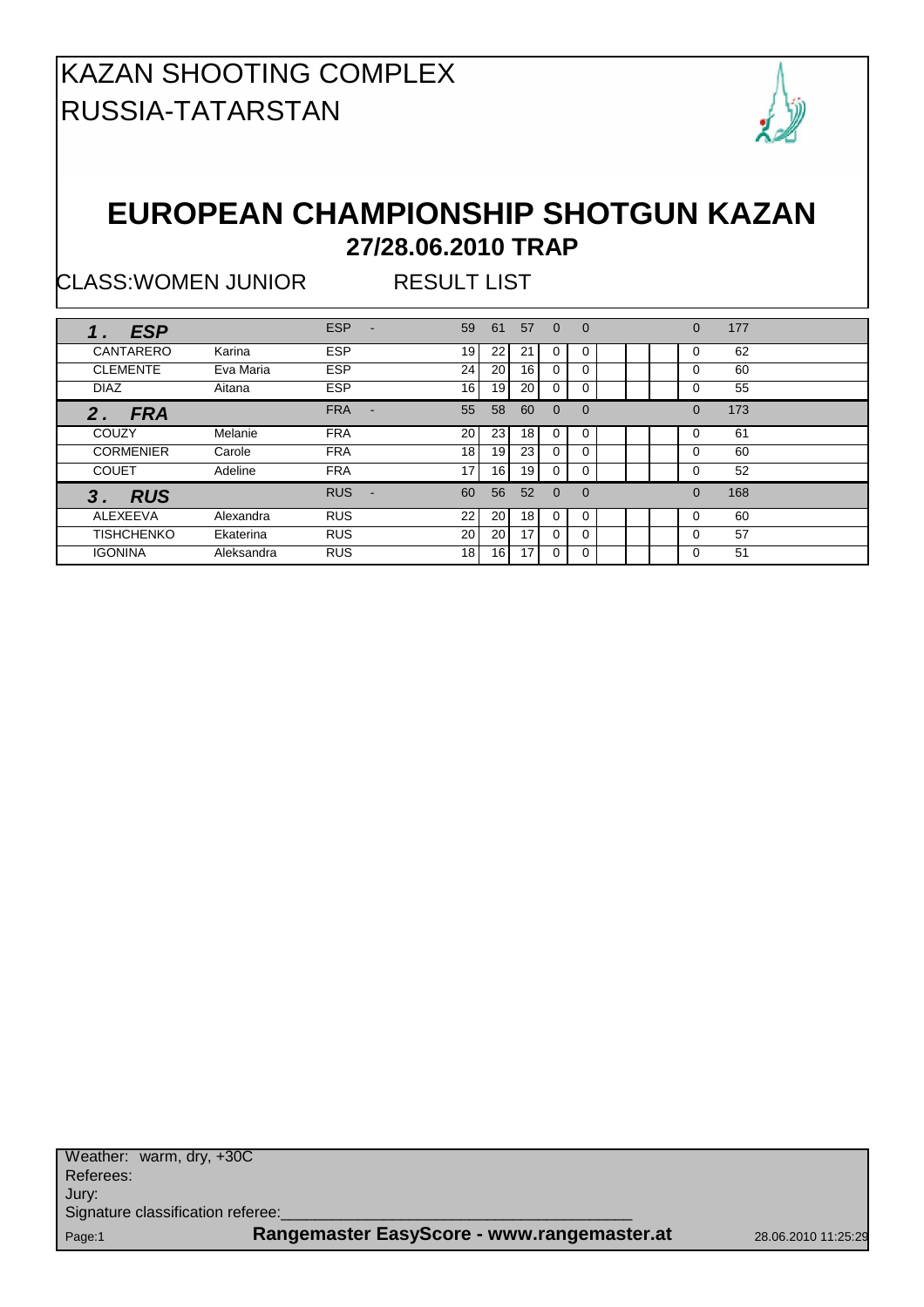# KAZAN SHOOTING COMPLEX
# RUSSIA-TATARSTAN

## EUROPEAN CHAMPIONSHIP SHOTGUN KAZAN
### 27/28.06.2010 TRAP

CLASS:WOMEN JUNIOR RESULT LIST

| | | | | | | | | | | | | | |
|---|---|---|---|---|---|---|---|---|---|---|---|---|---|
| ***1. ESP*** | | ESP | - | 59 | 61 | 57 | 0 | 0 | | | | 0 | 177 |
| CANTARERO | Karina | ESP | | 19 | 22 | 21 | 0 | 0 | | | | 0 | 62 |
| CLEMENTE | Eva Maria | ESP | | 24 | 20 | 16 | 0 | 0 | | | | 0 | 60 |
| DIAZ | Aitana | ESP | | 16 | 19 | 20 | 0 | 0 | | | | 0 | 55 |
| ***2. FRA*** | | FRA | - | 55 | 58 | 60 | 0 | 0 | | | | 0 | 173 |
| COUZY | Melanie | FRA | | 20 | 23 | 18 | 0 | 0 | | | | 0 | 61 |
| CORMENIER | Carole | FRA | | 18 | 19 | 23 | 0 | 0 | | | | 0 | 60 |
| COUET | Adeline | FRA | | 17 | 16 | 19 | 0 | 0 | | | | 0 | 52 |
| ***3. RUS*** | | RUS | - | 60 | 56 | 52 | 0 | 0 | | | | 0 | 168 |
| ALEXEEVA | Alexandra | RUS | | 22 | 20 | 18 | 0 | 0 | | | | 0 | 60 |
| TISHCHENKO | Ekaterina | RUS | | 20 | 20 | 17 | 0 | 0 | | | | 0 | 57 |
| IGONINA | Aleksandra | RUS | | 18 | 16 | 17 | 0 | 0 | | | | 0 | 51 |

Weather: warm, dry, +30C
Referees:
Jury:
Signature classification referee:________________________________________

Rangemaster EasyScore - www.rangemaster.at 28.06.2010 11:25:29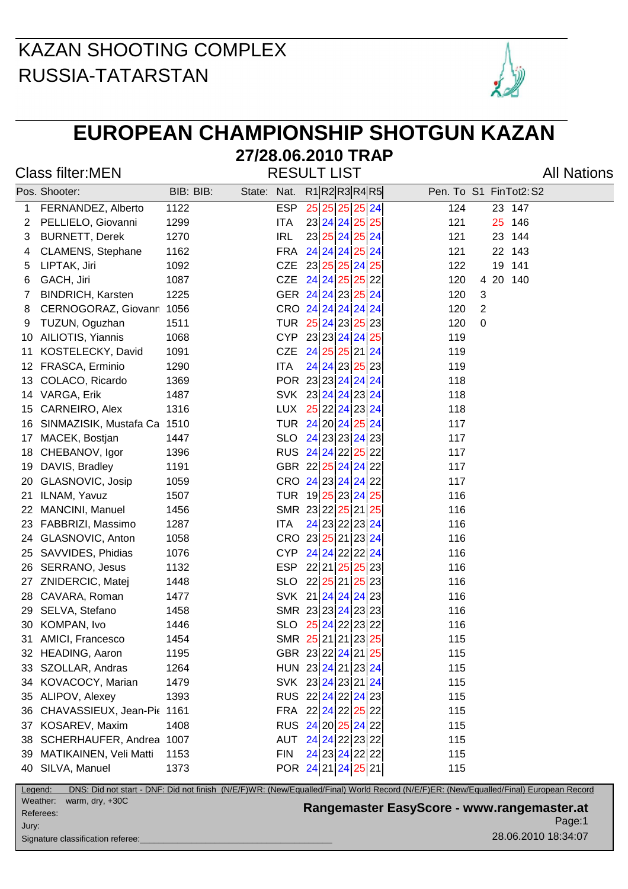KAZAN SHOOTING COMPLEX
RUSSIA-TATARSTAN

# EUROPEAN CHAMPIONSHIP SHOTGUN KAZAN

## 27/28.06.2010 TRAP

Class filter:MEN | RESULT LIST | All Nations

| Pos. | Shooter: | BIB: | BIB: | State: | Nat. | R1 | R2 | R3 | R4 | R5 | Pen. | To | S1 | Fin | Tot2: | S2 |
|---|---|---|---|---|---|---|---|---|---|---|---|---|---|---|---|---|
| 1 | FERNANDEZ, Alberto | 1122 | | | ESP | 25 | 25 | 25 | 25 | 24 | | 124 | | 23 | 147 | |
| 2 | PELLIELO, Giovanni | 1299 | | | ITA | 23 | 24 | 24 | 25 | 25 | | 121 | | 25 | 146 | |
| 3 | BURNETT, Derek | 1270 | | | IRL | 23 | 25 | 24 | 25 | 24 | | 121 | | 23 | 144 | |
| 4 | CLAMENS, Stephane | 1162 | | | FRA | 24 | 24 | 24 | 25 | 24 | | 121 | | 22 | 143 | |
| 5 | LIPTAK, Jiri | 1092 | | | CZE | 23 | 25 | 25 | 24 | 25 | | 122 | | 19 | 141 | |
| 6 | GACH, Jiri | 1087 | | | CZE | 24 | 24 | 25 | 25 | 22 | | 120 | 4 | 20 | 140 | |
| 7 | BINDRICH, Karsten | 1225 | | | GER | 24 | 24 | 23 | 25 | 24 | | 120 | 3 | | | |
| 8 | CERNOGORAZ, Giovann | 1056 | | | CRO | 24 | 24 | 24 | 24 | 24 | | 120 | 2 | | | |
| 9 | TUZUN, Oguzhan | 1511 | | | TUR | 25 | 24 | 23 | 25 | 23 | | 120 | 0 | | | |
| 10 | AILIOTIS, Yiannis | 1068 | | | CYP | 23 | 23 | 24 | 24 | 25 | | 119 | | | | |
| 11 | KOSTELECKY, David | 1091 | | | CZE | 24 | 25 | 25 | 21 | 24 | | 119 | | | | |
| 12 | FRASCA, Erminio | 1290 | | | ITA | 24 | 24 | 23 | 25 | 23 | | 119 | | | | |
| 13 | COLACO, Ricardo | 1369 | | | POR | 23 | 23 | 24 | 24 | 24 | | 118 | | | | |
| 14 | VARGA, Erik | 1487 | | | SVK | 23 | 24 | 24 | 23 | 24 | | 118 | | | | |
| 15 | CARNEIRO, Alex | 1316 | | | LUX | 25 | 22 | 24 | 23 | 24 | | 118 | | | | |
| 16 | SINMAZISIK, Mustafa Ca | 1510 | | | TUR | 24 | 20 | 24 | 25 | 24 | | 117 | | | | |
| 17 | MACEK, Bostjan | 1447 | | | SLO | 24 | 23 | 23 | 24 | 23 | | 117 | | | | |
| 18 | CHEBANOV, Igor | 1396 | | | RUS | 24 | 24 | 22 | 25 | 22 | | 117 | | | | |
| 19 | DAVIS, Bradley | 1191 | | | GBR | 22 | 25 | 24 | 24 | 22 | | 117 | | | | |
| 20 | GLASNOVIC, Josip | 1059 | | | CRO | 24 | 23 | 24 | 24 | 22 | | 117 | | | | |
| 21 | ILNAM, Yavuz | 1507 | | | TUR | 19 | 25 | 23 | 24 | 25 | | 116 | | | | |
| 22 | MANCINI, Manuel | 1456 | | | SMR | 23 | 22 | 25 | 21 | 25 | | 116 | | | | |
| 23 | FABBRIZI, Massimo | 1287 | | | ITA | 24 | 23 | 22 | 23 | 24 | | 116 | | | | |
| 24 | GLASNOVIC, Anton | 1058 | | | CRO | 23 | 25 | 21 | 23 | 24 | | 116 | | | | |
| 25 | SAVVIDES, Phidias | 1076 | | | CYP | 24 | 24 | 22 | 22 | 24 | | 116 | | | | |
| 26 | SERRANO, Jesus | 1132 | | | ESP | 22 | 21 | 25 | 25 | 23 | | 116 | | | | |
| 27 | ZNIDERCIC, Matej | 1448 | | | SLO | 22 | 25 | 21 | 25 | 23 | | 116 | | | | |
| 28 | CAVARA, Roman | 1477 | | | SVK | 21 | 24 | 24 | 24 | 23 | | 116 | | | | |
| 29 | SELVA, Stefano | 1458 | | | SMR | 23 | 23 | 24 | 23 | 23 | | 116 | | | | |
| 30 | KOMPAN, Ivo | 1446 | | | SLO | 25 | 24 | 22 | 23 | 22 | | 116 | | | | |
| 31 | AMICI, Francesco | 1454 | | | SMR | 25 | 21 | 21 | 23 | 25 | | 115 | | | | |
| 32 | HEADING, Aaron | 1195 | | | GBR | 23 | 22 | 24 | 21 | 25 | | 115 | | | | |
| 33 | SZOLLAR, Andras | 1264 | | | HUN | 23 | 24 | 21 | 23 | 24 | | 115 | | | | |
| 34 | KOVACOCY, Marian | 1479 | | | SVK | 23 | 24 | 23 | 21 | 24 | | 115 | | | | |
| 35 | ALIPOV, Alexey | 1393 | | | RUS | 22 | 24 | 22 | 24 | 23 | | 115 | | | | |
| 36 | CHAVASSIEUX, Jean-Pie | 1161 | | | FRA | 22 | 24 | 22 | 25 | 22 | | 115 | | | | |
| 37 | KOSAREV, Maxim | 1408 | | | RUS | 24 | 20 | 25 | 24 | 22 | | 115 | | | | |
| 38 | SCHERHAUFER, Andrea | 1007 | | | AUT | 24 | 24 | 22 | 23 | 22 | | 115 | | | | |
| 39 | MATIKAINEN, Veli Matti | 1153 | | | FIN | 24 | 23 | 24 | 22 | 22 | | 115 | | | | |
| 40 | SILVA, Manuel | 1373 | | | POR | 24 | 21 | 24 | 25 | 21 | | 115 | | | | |

Legend: DNS: Did not start - DNF: Did not finish (N/E/F)WR: (New/Equalled/Final) World Record (N/E/F)ER: (New/Equalled/Final) European Record

Weather: warm, dry, +30C

Referees:

Jury:

Signature classification referee:____________________

Rangemaster EasyScore - www.rangemaster.at

28.06.2010 18:34:07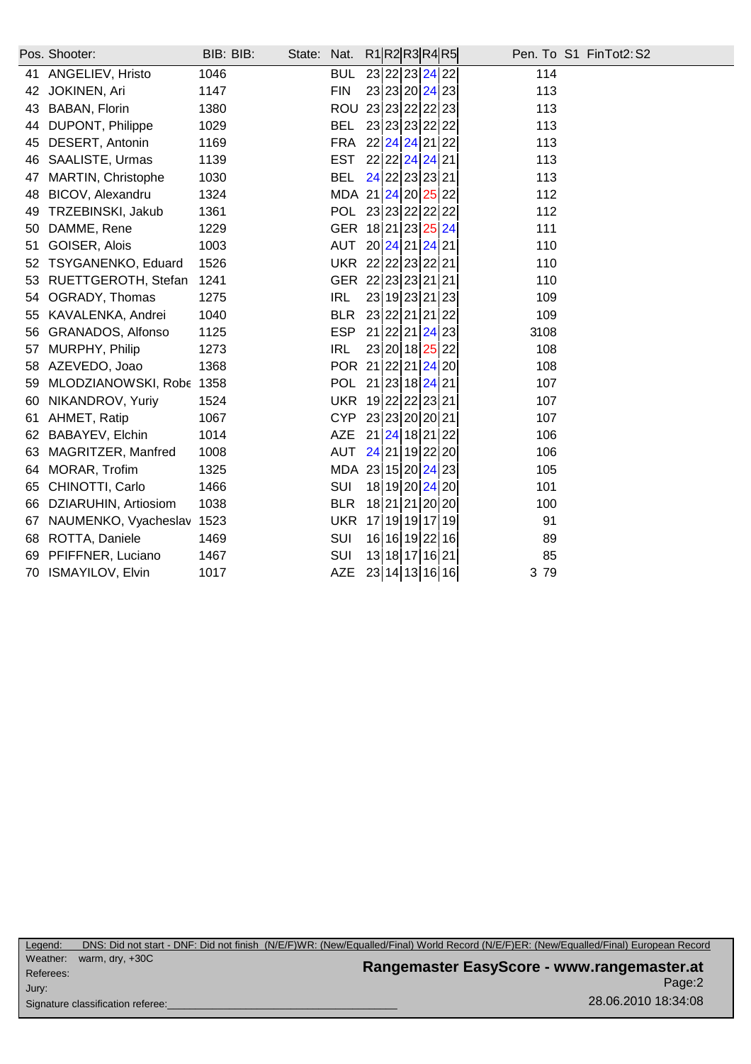| Pos. | Shooter: | BIB: | BIB: | State: | Nat. | R1 | R2 | R3 | R4 | R5 | Pen. | To | S1 | FinTot2: | S2 |
|---|---|---|---|---|---|---|---|---|---|---|---|---|---|---|---|
| 41 | ANGELIEV, Hristo | 1046 | | | BUL | 23 | 22 | 23 | 24 | 22 | | 114 | | | |
| 42 | JOKINEN, Ari | 1147 | | | FIN | 23 | 23 | 20 | 24 | 23 | | 113 | | | |
| 43 | BABAN, Florin | 1380 | | | ROU | 23 | 23 | 22 | 22 | 23 | | 113 | | | |
| 44 | DUPONT, Philippe | 1029 | | | BEL | 23 | 23 | 23 | 22 | 22 | | 113 | | | |
| 45 | DESERT, Antonin | 1169 | | | FRA | 22 | 24 | 24 | 21 | 22 | | 113 | | | |
| 46 | SAALISTE, Urmas | 1139 | | | EST | 22 | 22 | 24 | 24 | 21 | | 113 | | | |
| 47 | MARTIN, Christophe | 1030 | | | BEL | 24 | 22 | 23 | 23 | 21 | | 113 | | | |
| 48 | BICOV, Alexandru | 1324 | | | MDA | 21 | 24 | 20 | 25 | 22 | | 112 | | | |
| 49 | TRZEBINSKI, Jakub | 1361 | | | POL | 23 | 23 | 22 | 22 | 22 | | 112 | | | |
| 50 | DAMME, Rene | 1229 | | | GER | 18 | 21 | 23 | 25 | 24 | | 111 | | | |
| 51 | GOISER, Alois | 1003 | | | AUT | 20 | 24 | 21 | 24 | 21 | | 110 | | | |
| 52 | TSYGANENKO, Eduard | 1526 | | | UKR | 22 | 22 | 23 | 22 | 21 | | 110 | | | |
| 53 | RUETTGEROTH, Stefan | 1241 | | | GER | 22 | 23 | 23 | 21 | 21 | | 110 | | | |
| 54 | OGRADY, Thomas | 1275 | | | IRL | 23 | 19 | 23 | 21 | 23 | | 109 | | | |
| 55 | KAVALENKA, Andrei | 1040 | | | BLR | 23 | 22 | 21 | 21 | 22 | | 109 | | | |
| 56 | GRANADOS, Alfonso | 1125 | | | ESP | 21 | 22 | 21 | 24 | 23 | 3 | 108 | | | |
| 57 | MURPHY, Philip | 1273 | | | IRL | 23 | 20 | 18 | 25 | 22 | | 108 | | | |
| 58 | AZEVEDO, Joao | 1368 | | | POR | 21 | 22 | 21 | 24 | 20 | | 108 | | | |
| 59 | MLODZIANOWSKI, Robe | 1358 | | | POL | 21 | 23 | 18 | 24 | 21 | | 107 | | | |
| 60 | NIKANDROV, Yuriy | 1524 | | | UKR | 19 | 22 | 22 | 23 | 21 | | 107 | | | |
| 61 | AHMET, Ratip | 1067 | | | CYP | 23 | 23 | 20 | 20 | 21 | | 107 | | | |
| 62 | BABAYEV, Elchin | 1014 | | | AZE | 21 | 24 | 18 | 21 | 22 | | 106 | | | |
| 63 | MAGRITZER, Manfred | 1008 | | | AUT | 24 | 21 | 19 | 22 | 20 | | 106 | | | |
| 64 | MORAR, Trofim | 1325 | | | MDA | 23 | 15 | 20 | 24 | 23 | | 105 | | | |
| 65 | CHINOTTI, Carlo | 1466 | | | SUI | 18 | 19 | 20 | 24 | 20 | | 101 | | | |
| 66 | DZIARUHIN, Artiosiom | 1038 | | | BLR | 18 | 21 | 21 | 20 | 20 | | 100 | | | |
| 67 | NAUMENKO, Vyacheslav | 1523 | | | UKR | 17 | 19 | 19 | 17 | 19 | | 91 | | | |
| 68 | ROTTA, Daniele | 1469 | | | SUI | 16 | 16 | 19 | 22 | 16 | | 89 | | | |
| 69 | PFIFFNER, Luciano | 1467 | | | SUI | 13 | 18 | 17 | 16 | 21 | | 85 | | | |
| 70 | ISMAYILOV, Elvin | 1017 | | | AZE | 23 | 14 | 13 | 16 | 16 | 3 | 79 | | | |

Legend: DNS: Did not start - DNF: Did not finish (N/E/F)WR: (New/Equalled/Final) World Record (N/E/F)ER: (New/Equalled/Final) European Record

Weather: warm, dry, +30C

Referees:

Jury:

Signature classification referee:

**Rangemaster EasyScore - www.rangemaster.at**

Page:2

28.06.2010 18:34:08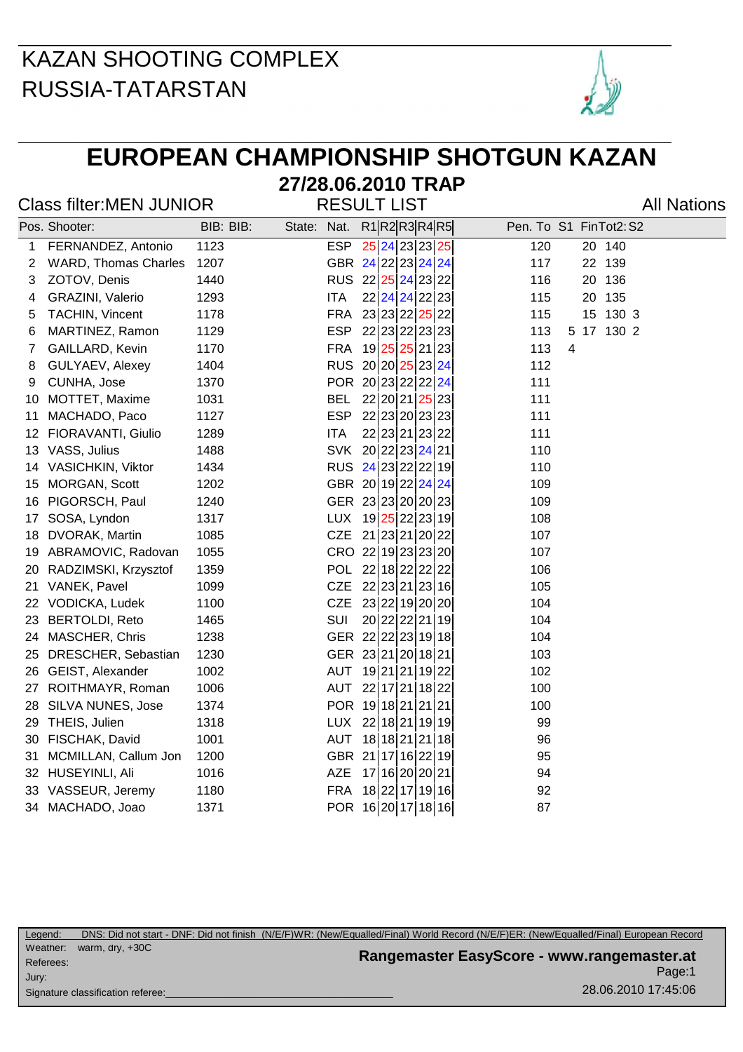KAZAN SHOOTING COMPLEX
RUSSIA-TATARSTAN

# EUROPEAN CHAMPIONSHIP SHOTGUN KAZAN

## 27/28.06.2010 TRAP

Class filter:MEN JUNIOR | RESULT LIST | All Nations

| Pos. | Shooter: | BIB: | BIB: | State: | Nat. | R1 | R2 | R3 | R4 | R5 | Pen. | To | S1 | Fin | Tot2: | S2 |
|---|---|---|---|---|---|---|---|---|---|---|---|---|---|---|---|---|
| 1 | FERNANDEZ, Antonio | 1123 | | | ESP | 25 | 24 | 23 | 23 | 25 | | 120 | | 20 | 140 | |
| 2 | WARD, Thomas Charles | 1207 | | | GBR | 24 | 22 | 23 | 24 | 24 | | 117 | | 22 | 139 | |
| 3 | ZOTOV, Denis | 1440 | | | RUS | 22 | 25 | 24 | 23 | 22 | | 116 | | 20 | 136 | |
| 4 | GRAZINI, Valerio | 1293 | | | ITA | 22 | 24 | 24 | 22 | 23 | | 115 | | 20 | 135 | |
| 5 | TACHIN, Vincent | 1178 | | | FRA | 23 | 23 | 22 | 25 | 22 | | 115 | | 15 | 130 | 3 |
| 6 | MARTINEZ, Ramon | 1129 | | | ESP | 22 | 23 | 22 | 23 | 23 | | 113 | 5 | 17 | 130 | 2 |
| 7 | GAILLARD, Kevin | 1170 | | | FRA | 19 | 25 | 25 | 21 | 23 | | 113 | 4 | | | |
| 8 | GULYAEV, Alexey | 1404 | | | RUS | 20 | 20 | 25 | 23 | 24 | | 112 | | | | |
| 9 | CUNHA, Jose | 1370 | | | POR | 20 | 23 | 22 | 22 | 24 | | 111 | | | | |
| 10 | MOTTET, Maxime | 1031 | | | BEL | 22 | 20 | 21 | 25 | 23 | | 111 | | | | |
| 11 | MACHADO, Paco | 1127 | | | ESP | 22 | 23 | 20 | 23 | 23 | | 111 | | | | |
| 12 | FIORAVANTI, Giulio | 1289 | | | ITA | 22 | 23 | 21 | 23 | 22 | | 111 | | | | |
| 13 | VASS, Julius | 1488 | | | SVK | 20 | 22 | 23 | 24 | 21 | | 110 | | | | |
| 14 | VASICHKIN, Viktor | 1434 | | | RUS | 24 | 23 | 22 | 22 | 19 | | 110 | | | | |
| 15 | MORGAN, Scott | 1202 | | | GBR | 20 | 19 | 22 | 24 | 24 | | 109 | | | | |
| 16 | PIGORSCH, Paul | 1240 | | | GER | 23 | 23 | 20 | 20 | 23 | | 109 | | | | |
| 17 | SOSA, Lyndon | 1317 | | | LUX | 19 | 25 | 22 | 23 | 19 | | 108 | | | | |
| 18 | DVORAK, Martin | 1085 | | | CZE | 21 | 23 | 21 | 20 | 22 | | 107 | | | | |
| 19 | ABRAMOVIC, Radovan | 1055 | | | CRO | 22 | 19 | 23 | 23 | 20 | | 107 | | | | |
| 20 | RADZIMSKI, Krzysztof | 1359 | | | POL | 22 | 18 | 22 | 22 | 22 | | 106 | | | | |
| 21 | VANEK, Pavel | 1099 | | | CZE | 22 | 23 | 21 | 23 | 16 | | 105 | | | | |
| 22 | VODICKA, Ludek | 1100 | | | CZE | 23 | 22 | 19 | 20 | 20 | | 104 | | | | |
| 23 | BERTOLDI, Reto | 1465 | | | SUI | 20 | 22 | 22 | 21 | 19 | | 104 | | | | |
| 24 | MASCHER, Chris | 1238 | | | GER | 22 | 22 | 23 | 19 | 18 | | 104 | | | | |
| 25 | DRESCHER, Sebastian | 1230 | | | GER | 23 | 21 | 20 | 18 | 21 | | 103 | | | | |
| 26 | GEIST, Alexander | 1002 | | | AUT | 19 | 21 | 21 | 19 | 22 | | 102 | | | | |
| 27 | ROITHMAYR, Roman | 1006 | | | AUT | 22 | 17 | 21 | 18 | 22 | | 100 | | | | |
| 28 | SILVA NUNES, Jose | 1374 | | | POR | 19 | 18 | 21 | 21 | 21 | | 100 | | | | |
| 29 | THEIS, Julien | 1318 | | | LUX | 22 | 18 | 21 | 19 | 19 | | 99 | | | | |
| 30 | FISCHAK, David | 1001 | | | AUT | 18 | 18 | 21 | 21 | 18 | | 96 | | | | |
| 31 | MCMILLAN, Callum Jon | 1200 | | | GBR | 21 | 17 | 16 | 22 | 19 | | 95 | | | | |
| 32 | HUSEYINLI, Ali | 1016 | | | AZE | 17 | 16 | 20 | 20 | 21 | | 94 | | | | |
| 33 | VASSEUR, Jeremy | 1180 | | | FRA | 18 | 22 | 17 | 19 | 16 | | 92 | | | | |
| 34 | MACHADO, Joao | 1371 | | | POR | 16 | 20 | 17 | 18 | 16 | | 87 | | | | |

Legend: DNS: Did not start - DNF: Did not finish (N/E/F)WR: (New/Equalled/Final) World Record (N/E/F)ER: (New/Equalled/Final) European Record

Weather: warm, dry, +30C

Referees:

Jury:

Signature classification referee:

Rangemaster EasyScore - www.rangemaster.at

28.06.2010 17:45:06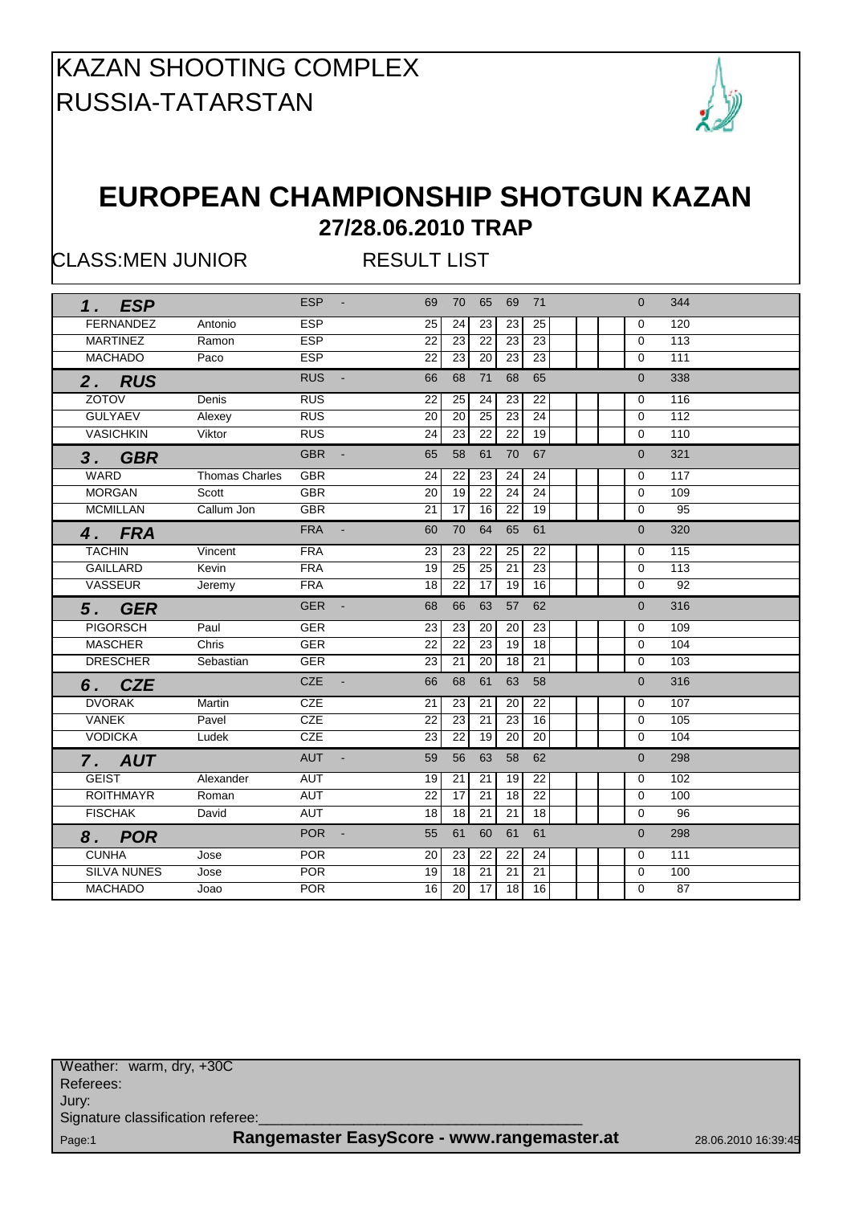# KAZAN SHOOTING COMPLEX
# RUSSIA-TATARSTAN

## EUROPEAN CHAMPIONSHIP SHOTGUN KAZAN
### 27/28.06.2010 TRAP

CLASS:MEN JUNIOR RESULT LIST

| | | | | | | | | | | | | | | |
|---|---|---|---|---|---|---|---|---|---|---|---|---|---|---|
| **1. ESP** | | ESP | - | 69 | 70 | 65 | 69 | 71 | | | | | 0 | 344 |
| FERNANDEZ | Antonio | ESP | | 25 | 24 | 23 | 23 | 25 | | | | | 0 | 120 |
| MARTINEZ | Ramon | ESP | | 22 | 23 | 22 | 23 | 23 | | | | | 0 | 113 |
| MACHADO | Paco | ESP | | 22 | 23 | 20 | 23 | 23 | | | | | 0 | 111 |
| **2. RUS** | | RUS | - | 66 | 68 | 71 | 68 | 65 | | | | | 0 | 338 |
| ZOTOV | Denis | RUS | | 22 | 25 | 24 | 23 | 22 | | | | | 0 | 116 |
| GULYAEV | Alexey | RUS | | 20 | 20 | 25 | 23 | 24 | | | | | 0 | 112 |
| VASICHKIN | Viktor | RUS | | 24 | 23 | 22 | 22 | 19 | | | | | 0 | 110 |
| **3. GBR** | | GBR | - | 65 | 58 | 61 | 70 | 67 | | | | | 0 | 321 |
| WARD | Thomas Charles | GBR | | 24 | 22 | 23 | 24 | 24 | | | | | 0 | 117 |
| MORGAN | Scott | GBR | | 20 | 19 | 22 | 24 | 24 | | | | | 0 | 109 |
| MCMILLAN | Callum Jon | GBR | | 21 | 17 | 16 | 22 | 19 | | | | | 0 | 95 |
| **4. FRA** | | FRA | - | 60 | 70 | 64 | 65 | 61 | | | | | 0 | 320 |
| TACHIN | Vincent | FRA | | 23 | 23 | 22 | 25 | 22 | | | | | 0 | 115 |
| GAILLARD | Kevin | FRA | | 19 | 25 | 25 | 21 | 23 | | | | | 0 | 113 |
| VASSEUR | Jeremy | FRA | | 18 | 22 | 17 | 19 | 16 | | | | | 0 | 92 |
| **5. GER** | | GER | - | 68 | 66 | 63 | 57 | 62 | | | | | 0 | 316 |
| PIGORSCH | Paul | GER | | 23 | 23 | 20 | 20 | 23 | | | | | 0 | 109 |
| MASCHER | Chris | GER | | 22 | 22 | 23 | 19 | 18 | | | | | 0 | 104 |
| DRESCHER | Sebastian | GER | | 23 | 21 | 20 | 18 | 21 | | | | | 0 | 103 |
| **6. CZE** | | CZE | - | 66 | 68 | 61 | 63 | 58 | | | | | 0 | 316 |
| DVORAK | Martin | CZE | | 21 | 23 | 21 | 20 | 22 | | | | | 0 | 107 |
| VANEK | Pavel | CZE | | 22 | 23 | 21 | 23 | 16 | | | | | 0 | 105 |
| VODICKA | Ludek | CZE | | 23 | 22 | 19 | 20 | 20 | | | | | 0 | 104 |
| **7. AUT** | | AUT | - | 59 | 56 | 63 | 58 | 62 | | | | | 0 | 298 |
| GEIST | Alexander | AUT | | 19 | 21 | 21 | 19 | 22 | | | | | 0 | 102 |
| ROITHMAYR | Roman | AUT | | 22 | 17 | 21 | 18 | 22 | | | | | 0 | 100 |
| FISCHAK | David | AUT | | 18 | 18 | 21 | 21 | 18 | | | | | 0 | 96 |
| **8. POR** | | POR | - | 55 | 61 | 60 | 61 | 61 | | | | | 0 | 298 |
| CUNHA | Jose | POR | | 20 | 23 | 22 | 22 | 24 | | | | | 0 | 111 |
| SILVA NUNES | Jose | POR | | 19 | 18 | 21 | 21 | 21 | | | | | 0 | 100 |
| MACHADO | Joao | POR | | 16 | 20 | 17 | 18 | 16 | | | | | 0 | 87 |

Weather: warm, dry, +30C
Referees:
Jury:
Signature classification referee:________________________________________

**Rangemaster EasyScore - www.rangemaster.at** 28.06.2010 16:39:45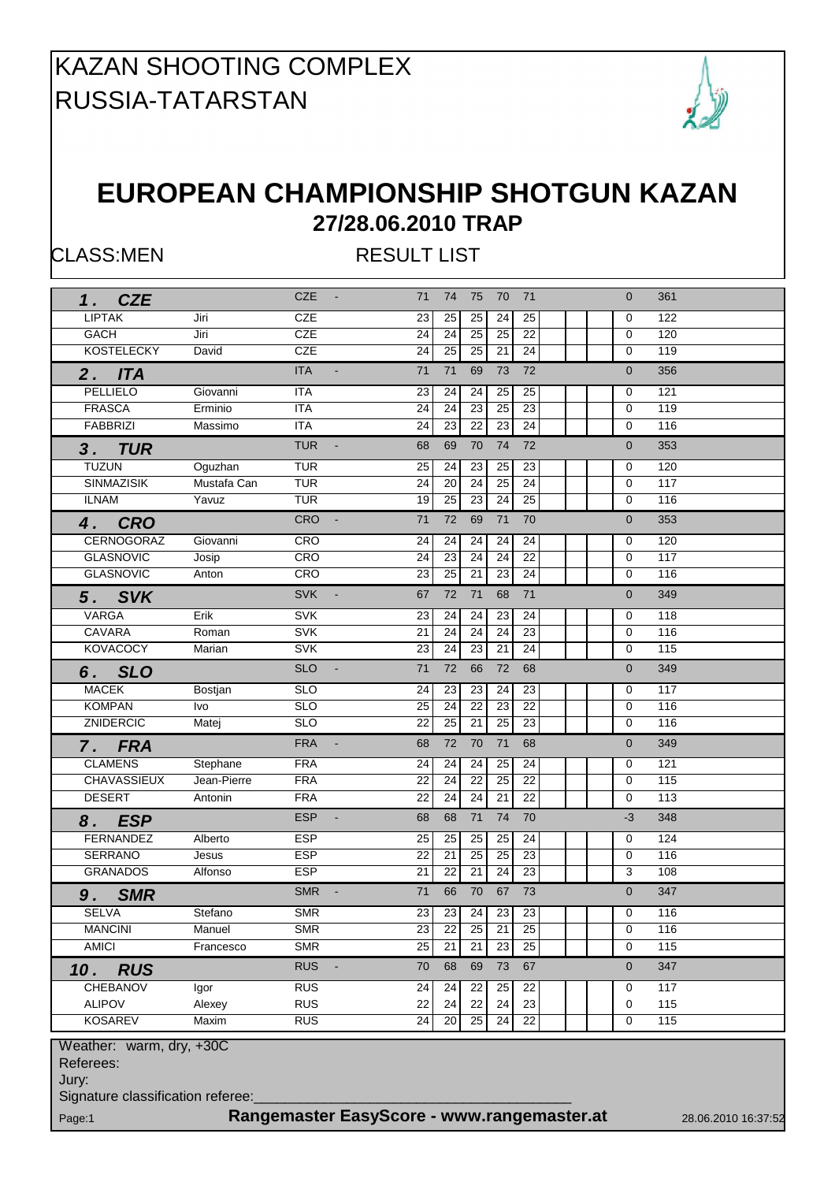# KAZAN SHOOTING COMPLEX
# RUSSIA-TATARSTAN

## EUROPEAN CHAMPIONSHIP SHOTGUN KAZAN
### 27/28.06.2010 TRAP

CLASS:MEN RESULT LIST

| Rank / Name | First name | Nat | | | | | | | | | | | |
|---|---|---|---|---|---|---|---|---|---|---|---|---|---|
| **1. CZE** | | CZE - | 71 | 74 | 75 | 70 | 71 | | | | | 0 | 361 |
| LIPTAK | Jiri | CZE | 23 | 25 | 25 | 24 | 25 | | | | | 0 | 122 |
| GACH | Jiri | CZE | 24 | 24 | 25 | 25 | 22 | | | | | 0 | 120 |
| KOSTELECKY | David | CZE | 24 | 25 | 25 | 21 | 24 | | | | | 0 | 119 |
| **2. ITA** | | ITA - | 71 | 71 | 69 | 73 | 72 | | | | | 0 | 356 |
| PELLIELO | Giovanni | ITA | 23 | 24 | 24 | 25 | 25 | | | | | 0 | 121 |
| FRASCA | Erminio | ITA | 24 | 24 | 23 | 25 | 23 | | | | | 0 | 119 |
| FABBRIZI | Massimo | ITA | 24 | 23 | 22 | 23 | 24 | | | | | 0 | 116 |
| **3. TUR** | | TUR - | 68 | 69 | 70 | 74 | 72 | | | | | 0 | 353 |
| TUZUN | Oguzhan | TUR | 25 | 24 | 23 | 25 | 23 | | | | | 0 | 120 |
| SINMAZISIK | Mustafa Can | TUR | 24 | 20 | 24 | 25 | 24 | | | | | 0 | 117 |
| ILNAM | Yavuz | TUR | 19 | 25 | 23 | 24 | 25 | | | | | 0 | 116 |
| **4. CRO** | | CRO - | 71 | 72 | 69 | 71 | 70 | | | | | 0 | 353 |
| CERNOGORAZ | Giovanni | CRO | 24 | 24 | 24 | 24 | 24 | | | | | 0 | 120 |
| GLASNOVIC | Josip | CRO | 24 | 23 | 24 | 24 | 22 | | | | | 0 | 117 |
| GLASNOVIC | Anton | CRO | 23 | 25 | 21 | 23 | 24 | | | | | 0 | 116 |
| **5. SVK** | | SVK - | 67 | 72 | 71 | 68 | 71 | | | | | 0 | 349 |
| VARGA | Erik | SVK | 23 | 24 | 24 | 23 | 24 | | | | | 0 | 118 |
| CAVARA | Roman | SVK | 21 | 24 | 24 | 24 | 23 | | | | | 0 | 116 |
| KOVACOCY | Marian | SVK | 23 | 24 | 23 | 21 | 24 | | | | | 0 | 115 |
| **6. SLO** | | SLO - | 71 | 72 | 66 | 72 | 68 | | | | | 0 | 349 |
| MACEK | Bostjan | SLO | 24 | 23 | 23 | 24 | 23 | | | | | 0 | 117 |
| KOMPAN | Ivo | SLO | 25 | 24 | 22 | 23 | 22 | | | | | 0 | 116 |
| ZNIDERCIC | Matej | SLO | 22 | 25 | 21 | 25 | 23 | | | | | 0 | 116 |
| **7. FRA** | | FRA - | 68 | 72 | 70 | 71 | 68 | | | | | 0 | 349 |
| CLAMENS | Stephane | FRA | 24 | 24 | 24 | 25 | 24 | | | | | 0 | 121 |
| CHAVASSIEUX | Jean-Pierre | FRA | 22 | 24 | 22 | 25 | 22 | | | | | 0 | 115 |
| DESERT | Antonin | FRA | 22 | 24 | 24 | 21 | 22 | | | | | 0 | 113 |
| **8. ESP** | | ESP - | 68 | 68 | 71 | 74 | 70 | | | | | -3 | 348 |
| FERNANDEZ | Alberto | ESP | 25 | 25 | 25 | 25 | 24 | | | | | 0 | 124 |
| SERRANO | Jesus | ESP | 22 | 21 | 25 | 25 | 23 | | | | | 0 | 116 |
| GRANADOS | Alfonso | ESP | 21 | 22 | 21 | 24 | 23 | | | | | 3 | 108 |
| **9. SMR** | | SMR - | 71 | 66 | 70 | 67 | 73 | | | | | 0 | 347 |
| SELVA | Stefano | SMR | 23 | 23 | 24 | 23 | 23 | | | | | 0 | 116 |
| MANCINI | Manuel | SMR | 23 | 22 | 25 | 21 | 25 | | | | | 0 | 116 |
| AMICI | Francesco | SMR | 25 | 21 | 21 | 23 | 25 | | | | | 0 | 115 |
| **10. RUS** | | RUS - | 70 | 68 | 69 | 73 | 67 | | | | | 0 | 347 |
| CHEBANOV | Igor | RUS | 24 | 24 | 22 | 25 | 22 | | | | | 0 | 117 |
| ALIPOV | Alexey | RUS | 22 | 24 | 22 | 24 | 23 | | | | | 0 | 115 |
| KOSAREV | Maxim | RUS | 24 | 20 | 25 | 24 | 22 | | | | | 0 | 115 |

Weather: warm, dry, +30C

Referees:

Jury:

Signature classification referee:________________________________________

Rangemaster EasyScore - www.rangemaster.at 28.06.2010 16:37:52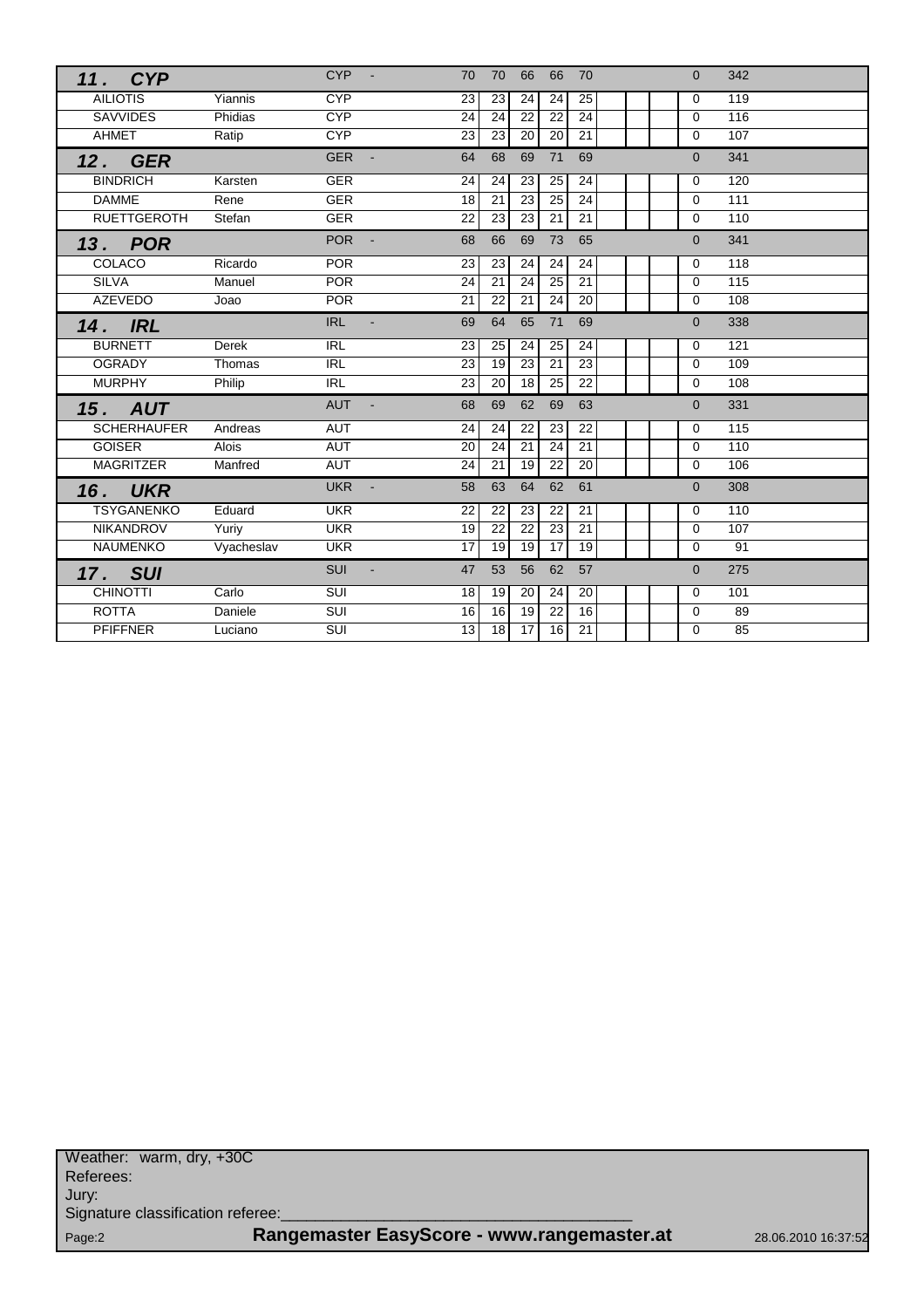| Rank | Name | First name | Nation | | 1 | 2 | 3 | 4 | 5 | | | | | Total |
|---|---|---|---|---|---|---|---|---|---|---|---|---|---|---|
| **11. CYP** | | | CYP | - | 70 | 70 | 66 | 66 | 70 | | | | 0 | 342 |
| | AILIOTIS | Yiannis | CYP | | 23 | 23 | 24 | 24 | 25 | | | | 0 | 119 |
| | SAVVIDES | Phidias | CYP | | 24 | 24 | 22 | 22 | 24 | | | | 0 | 116 |
| | AHMET | Ratip | CYP | | 23 | 23 | 20 | 20 | 21 | | | | 0 | 107 |
| **12. GER** | | | GER | - | 64 | 68 | 69 | 71 | 69 | | | | 0 | 341 |
| | BINDRICH | Karsten | GER | | 24 | 24 | 23 | 25 | 24 | | | | 0 | 120 |
| | DAMME | Rene | GER | | 18 | 21 | 23 | 25 | 24 | | | | 0 | 111 |
| | RUETTGEROTH | Stefan | GER | | 22 | 23 | 23 | 21 | 21 | | | | 0 | 110 |
| **13. POR** | | | POR | - | 68 | 66 | 69 | 73 | 65 | | | | 0 | 341 |
| | COLACO | Ricardo | POR | | 23 | 23 | 24 | 24 | 24 | | | | 0 | 118 |
| | SILVA | Manuel | POR | | 24 | 21 | 24 | 25 | 21 | | | | 0 | 115 |
| | AZEVEDO | Joao | POR | | 21 | 22 | 21 | 24 | 20 | | | | 0 | 108 |
| **14. IRL** | | | IRL | - | 69 | 64 | 65 | 71 | 69 | | | | 0 | 338 |
| | BURNETT | Derek | IRL | | 23 | 25 | 24 | 25 | 24 | | | | 0 | 121 |
| | OGRADY | Thomas | IRL | | 23 | 19 | 23 | 21 | 23 | | | | 0 | 109 |
| | MURPHY | Philip | IRL | | 23 | 20 | 18 | 25 | 22 | | | | 0 | 108 |
| **15. AUT** | | | AUT | - | 68 | 69 | 62 | 69 | 63 | | | | 0 | 331 |
| | SCHERHAUFER | Andreas | AUT | | 24 | 24 | 22 | 23 | 22 | | | | 0 | 115 |
| | GOISER | Alois | AUT | | 20 | 24 | 21 | 24 | 21 | | | | 0 | 110 |
| | MAGRITZER | Manfred | AUT | | 24 | 21 | 19 | 22 | 20 | | | | 0 | 106 |
| **16. UKR** | | | UKR | - | 58 | 63 | 64 | 62 | 61 | | | | 0 | 308 |
| | TSYGANENKO | Eduard | UKR | | 22 | 22 | 23 | 22 | 21 | | | | 0 | 110 |
| | NIKANDROV | Yuriy | UKR | | 19 | 22 | 22 | 23 | 21 | | | | 0 | 107 |
| | NAUMENKO | Vyacheslav | UKR | | 17 | 19 | 19 | 17 | 19 | | | | 0 | 91 |
| **17. SUI** | | | SUI | - | 47 | 53 | 56 | 62 | 57 | | | | 0 | 275 |
| | CHINOTTI | Carlo | SUI | | 18 | 19 | 20 | 24 | 20 | | | | 0 | 101 |
| | ROTTA | Daniele | SUI | | 16 | 16 | 19 | 22 | 16 | | | | 0 | 89 |
| | PFIFFNER | Luciano | SUI | | 13 | 18 | 17 | 16 | 21 | | | | 0 | 85 |

Weather: warm, dry, +30C
Referees:
Jury:
Signature classification referee:\_\_\_\_\_\_\_\_\_\_\_\_\_\_\_\_\_\_\_\_\_\_\_\_\_\_\_\_\_\_\_\_\_\_\_\_\_\_\_\_

**Rangemaster EasyScore - www.rangemaster.at** 28.06.2010 16:37:52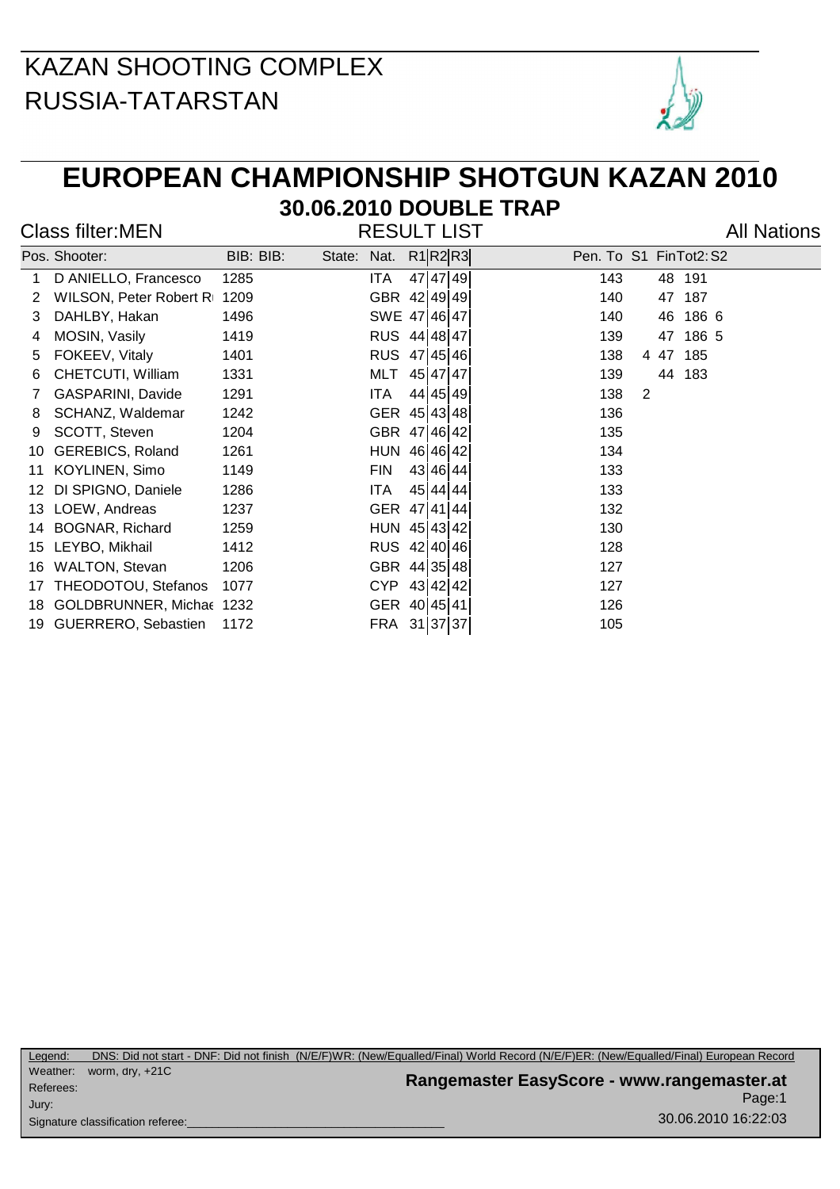KAZAN SHOOTING COMPLEX
RUSSIA-TATARSTAN

# EUROPEAN CHAMPIONSHIP SHOTGUN KAZAN 2010

## 30.06.2010 DOUBLE TRAP

Class filter:MEN

RESULT LIST

All Nations

| Pos. | Shooter: | BIB: | BIB: | State: | Nat. | R1 | R2 | R3 | Pen. | To | S1 | Fin | Tot2: | S2 |
|---|---|---|---|---|---|---|---|---|---|---|---|---|---|---|
| 1 | D ANIELLO, Francesco | 1285 | | | ITA | 47 | 47 | 49 | | 143 | | 48 | 191 | |
| 2 | WILSON, Peter Robert R | 1209 | | | GBR | 42 | 49 | 49 | | 140 | | 47 | 187 | |
| 3 | DAHLBY, Hakan | 1496 | | | SWE | 47 | 46 | 47 | | 140 | | 46 | 186 | 6 |
| 4 | MOSIN, Vasily | 1419 | | | RUS | 44 | 48 | 47 | | 139 | | 47 | 186 | 5 |
| 5 | FOKEEV, Vitaly | 1401 | | | RUS | 47 | 45 | 46 | | 138 | 4 | 47 | 185 | |
| 6 | CHETCUTI, William | 1331 | | | MLT | 45 | 47 | 47 | | 139 | | 44 | 183 | |
| 7 | GASPARINI, Davide | 1291 | | | ITA | 44 | 45 | 49 | | 138 | 2 | | | |
| 8 | SCHANZ, Waldemar | 1242 | | | GER | 45 | 43 | 48 | | 136 | | | | |
| 9 | SCOTT, Steven | 1204 | | | GBR | 47 | 46 | 42 | | 135 | | | | |
| 10 | GEREBICS, Roland | 1261 | | | HUN | 46 | 46 | 42 | | 134 | | | | |
| 11 | KOYLINEN, Simo | 1149 | | | FIN | 43 | 46 | 44 | | 133 | | | | |
| 12 | DI SPIGNO, Daniele | 1286 | | | ITA | 45 | 44 | 44 | | 133 | | | | |
| 13 | LOEW, Andreas | 1237 | | | GER | 47 | 41 | 44 | | 132 | | | | |
| 14 | BOGNAR, Richard | 1259 | | | HUN | 45 | 43 | 42 | | 130 | | | | |
| 15 | LEYBO, Mikhail | 1412 | | | RUS | 42 | 40 | 46 | | 128 | | | | |
| 16 | WALTON, Stevan | 1206 | | | GBR | 44 | 35 | 48 | | 127 | | | | |
| 17 | THEODOTOU, Stefanos | 1077 | | | CYP | 43 | 42 | 42 | | 127 | | | | |
| 18 | GOLDBRUNNER, Michae | 1232 | | | GER | 40 | 45 | 41 | | 126 | | | | |
| 19 | GUERRERO, Sebastien | 1172 | | | FRA | 31 | 37 | 37 | | 105 | | | | |

Legend: DNS: Did not start - DNF: Did not finish (N/E/F)WR: (New/Equalled/Final) World Record (N/E/F)ER: (New/Equalled/Final) European Record

Weather: worm, dry, +21C

Referees:

Jury:

Signature classification referee:

Rangemaster EasyScore - www.rangemaster.at

30.06.2010 16:22:03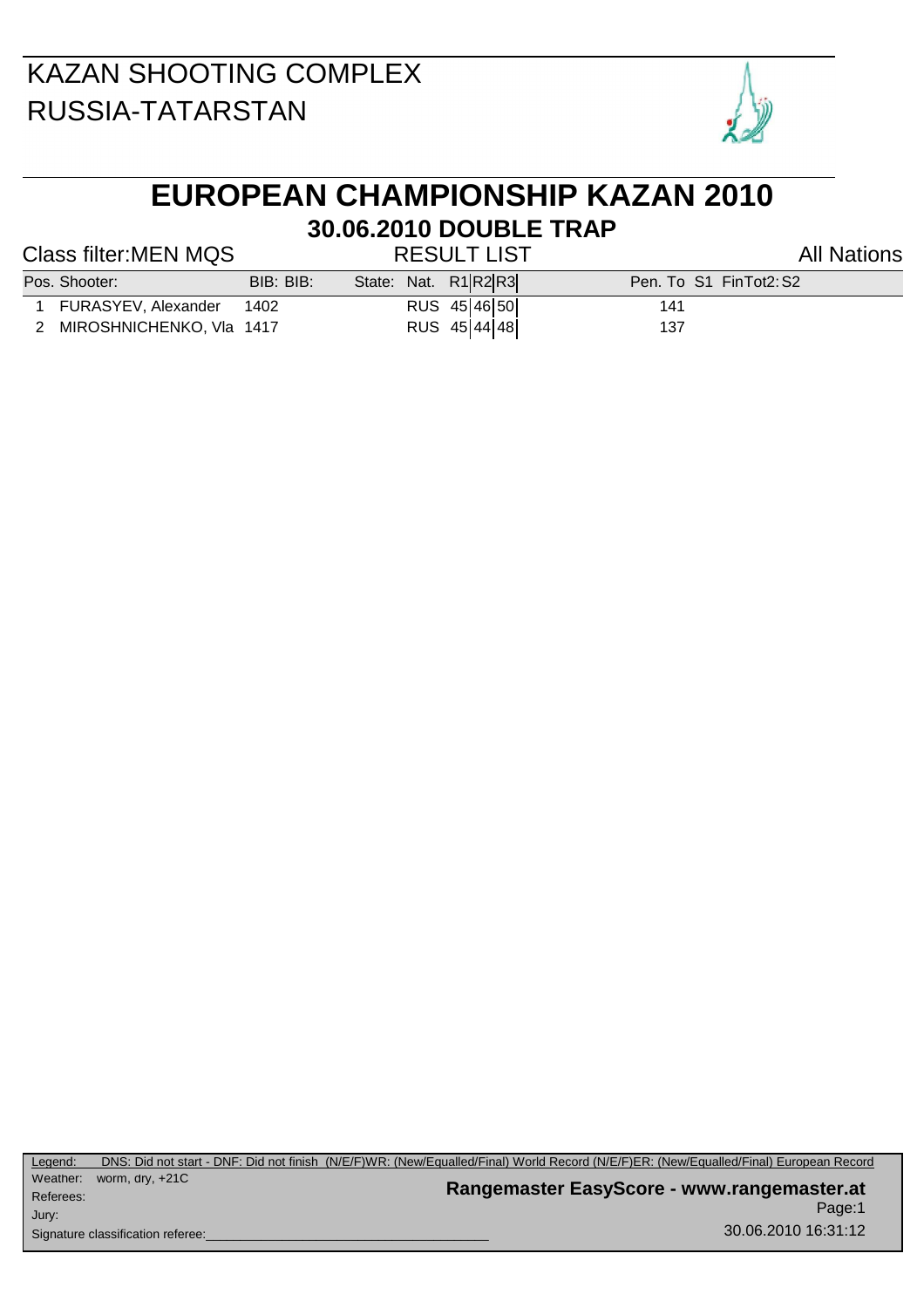KAZAN SHOOTING COMPLEX
RUSSIA-TATARSTAN

# EUROPEAN CHAMPIONSHIP KAZAN 2010

## 30.06.2010 DOUBLE TRAP

Class filter:MEN MQS — RESULT LIST — All Nations

| Pos. | Shooter: | BIB: | BIB: | State: | Nat. | R1 | R2 | R3 | Pen. | To | S1 | Fin | Tot2: | S2 |
|---|---|---|---|---|---|---|---|---|---|---|---|---|---|---|
| 1 | FURASYEV, Alexander | 1402 | | | RUS | 45 | 46 | 50 | | 141 | | | | |
| 2 | MIROSHNICHENKO, Vla | 1417 | | | RUS | 45 | 44 | 48 | | 137 | | | | |

Legend: DNS: Did not start - DNF: Did not finish (N/E/F)WR: (New/Equalled/Final) World Record (N/E/F)ER: (New/Equalled/Final) European Record

Weather: worm, dry, +21C

Referees:

Jury:

Signature classification referee:\_\_\_\_\_\_\_\_\_\_\_\_\_\_\_\_\_\_\_\_\_\_\_\_\_\_\_\_\_\_\_\_\_\_\_\_

**Rangemaster EasyScore - www.rangemaster.at**

Page:1

30.06.2010 16:31:12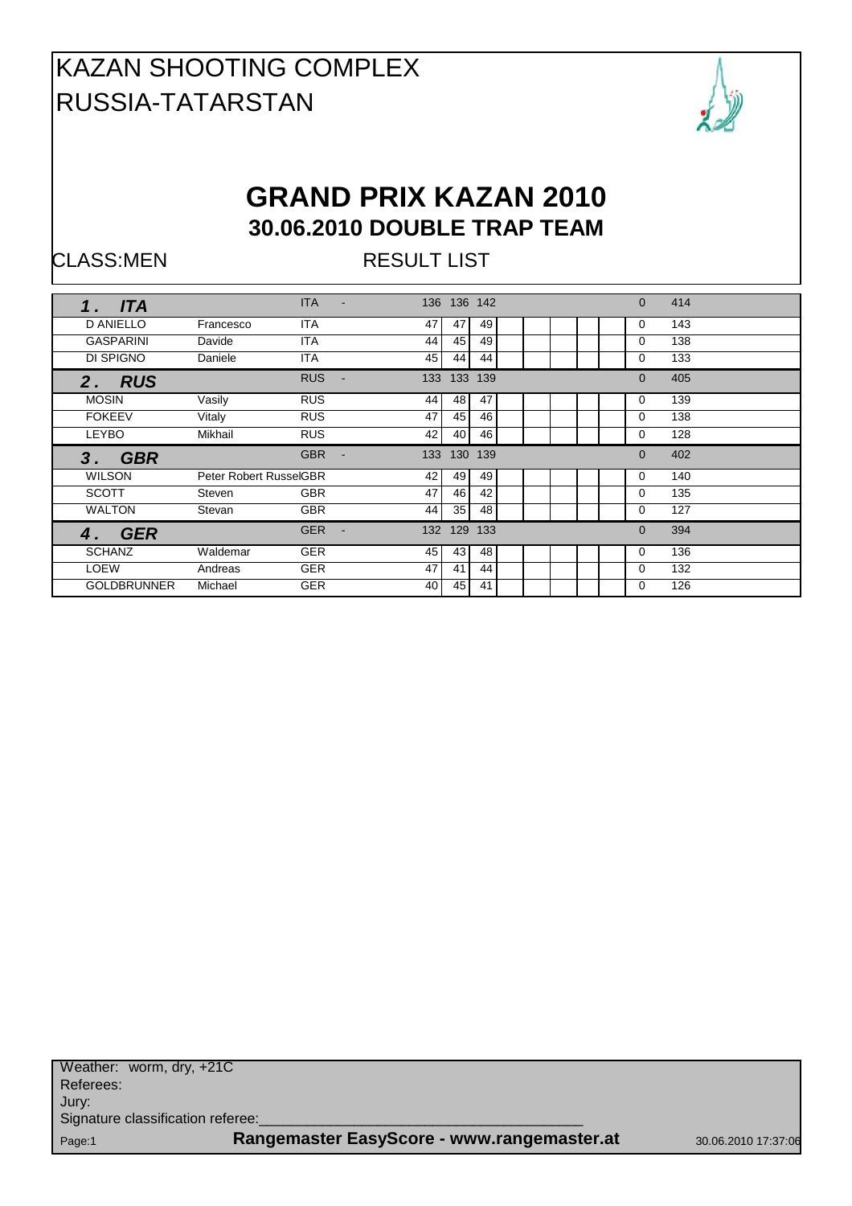# KAZAN SHOOTING COMPLEX
# RUSSIA-TATARSTAN

## GRAND PRIX KAZAN 2010
### 30.06.2010 DOUBLE TRAP TEAM

CLASS:MEN RESULT LIST

| Rank / Name | First Name | Nation | | 1 | 2 | 3 | | | | | | | Total |
|---|---|---|---|---|---|---|---|---|---|---|---|---|---|
| **1. ITA** | | ITA | - | 136 | 136 | 142 | | | | | | 0 | 414 |
| D ANIELLO | Francesco | ITA | | 47 | 47 | 49 | | | | | | 0 | 143 |
| GASPARINI | Davide | ITA | | 44 | 45 | 49 | | | | | | 0 | 138 |
| DI SPIGNO | Daniele | ITA | | 45 | 44 | 44 | | | | | | 0 | 133 |
| **2. RUS** | | RUS | - | 133 | 133 | 139 | | | | | | 0 | 405 |
| MOSIN | Vasily | RUS | | 44 | 48 | 47 | | | | | | 0 | 139 |
| FOKEEV | Vitaly | RUS | | 47 | 45 | 46 | | | | | | 0 | 138 |
| LEYBO | Mikhail | RUS | | 42 | 40 | 46 | | | | | | 0 | 128 |
| **3. GBR** | | GBR | - | 133 | 130 | 139 | | | | | | 0 | 402 |
| WILSON | Peter Robert Russel | GBR | | 42 | 49 | 49 | | | | | | 0 | 140 |
| SCOTT | Steven | GBR | | 47 | 46 | 42 | | | | | | 0 | 135 |
| WALTON | Stevan | GBR | | 44 | 35 | 48 | | | | | | 0 | 127 |
| **4. GER** | | GER | - | 132 | 129 | 133 | | | | | | 0 | 394 |
| SCHANZ | Waldemar | GER | | 45 | 43 | 48 | | | | | | 0 | 136 |
| LOEW | Andreas | GER | | 47 | 41 | 44 | | | | | | 0 | 132 |
| GOLDBRUNNER | Michael | GER | | 40 | 45 | 41 | | | | | | 0 | 126 |

Weather: worm, dry, +21C
Referees:
Jury:
Signature classification referee:\_\_\_\_\_\_\_\_\_\_\_\_\_\_\_\_\_\_\_\_\_\_\_\_\_\_\_\_\_\_\_\_\_\_\_\_\_\_\_\_

Rangemaster EasyScore - www.rangemaster.at 30.06.2010 17:37:06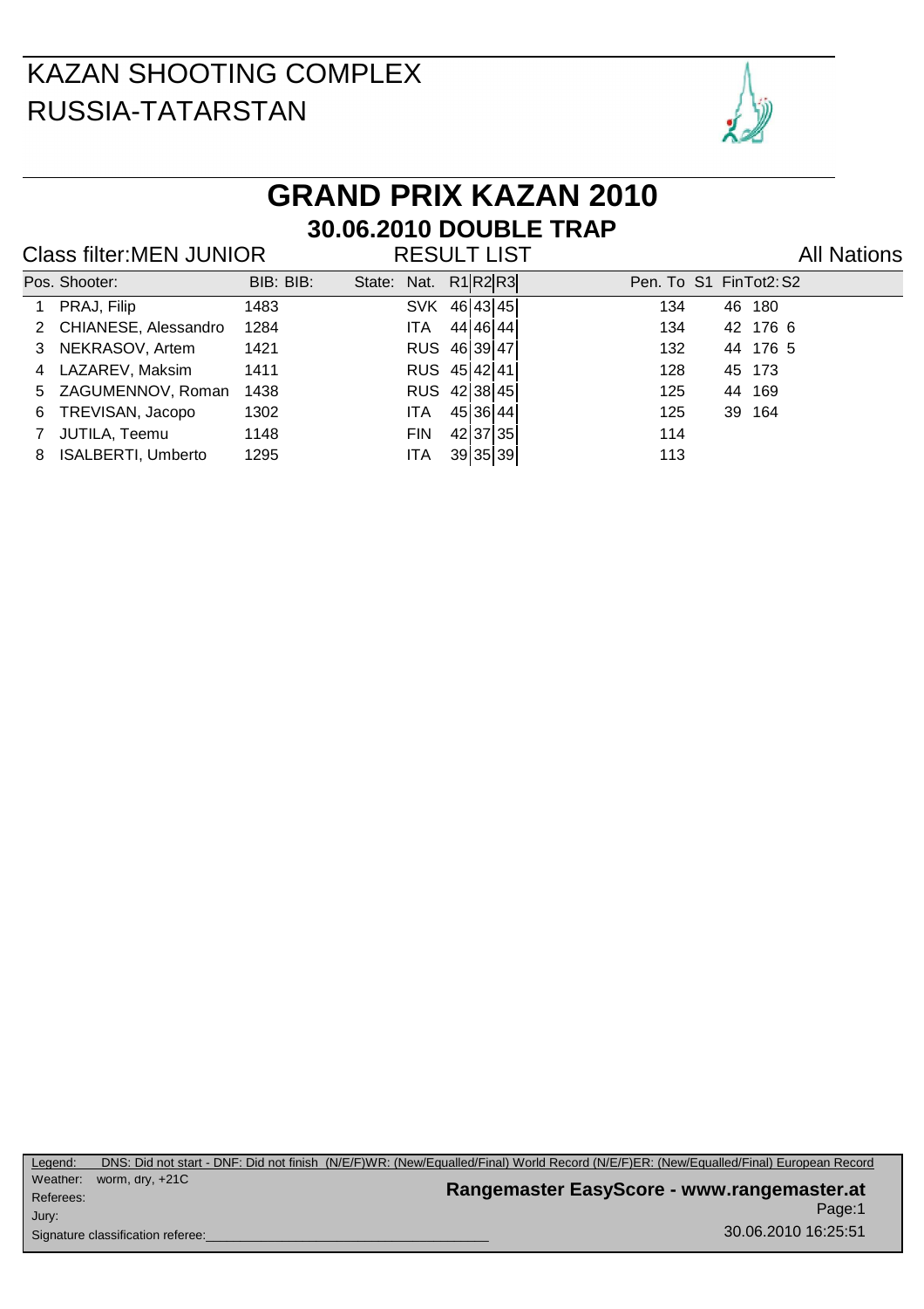# KAZAN SHOOTING COMPLEX
# RUSSIA-TATARSTAN

## GRAND PRIX KAZAN 2010
### 30.06.2010 DOUBLE TRAP

Class filter:MEN JUNIOR

RESULT LIST

All Nations

| Pos. | Shooter: | BIB: BIB: | State: | Nat. | R1 | R2 | R3 | Pen. | To | S1 | Fin | Tot2: | S2 |
|---|---|---|---|---|---|---|---|---|---|---|---|---|---|
| 1 | PRAJ, Filip | 1483 | | SVK | 46 | 43 | 45 | | 134 | | 46 | 180 | |
| 2 | CHIANESE, Alessandro | 1284 | | ITA | 44 | 46 | 44 | | 134 | | 42 | 176 | 6 |
| 3 | NEKRASOV, Artem | 1421 | | RUS | 46 | 39 | 47 | | 132 | | 44 | 176 | 5 |
| 4 | LAZAREV, Maksim | 1411 | | RUS | 45 | 42 | 41 | | 128 | | 45 | 173 | |
| 5 | ZAGUMENNOV, Roman | 1438 | | RUS | 42 | 38 | 45 | | 125 | | 44 | 169 | |
| 6 | TREVISAN, Jacopo | 1302 | | ITA | 45 | 36 | 44 | | 125 | | 39 | 164 | |
| 7 | JUTILA, Teemu | 1148 | | FIN | 42 | 37 | 35 | | 114 | | | | |
| 8 | ISALBERTI, Umberto | 1295 | | ITA | 39 | 35 | 39 | | 113 | | | | |

Legend: DNS: Did not start - DNF: Did not finish (N/E/F)WR: (New/Equalled/Final) World Record (N/E/F)ER: (New/Equalled/Final) European Record

Weather: worm, dry, +21C

Referees:

Jury:

Signature classification referee:____________________

Rangemaster EasyScore - www.rangemaster.at

30.06.2010 16:25:51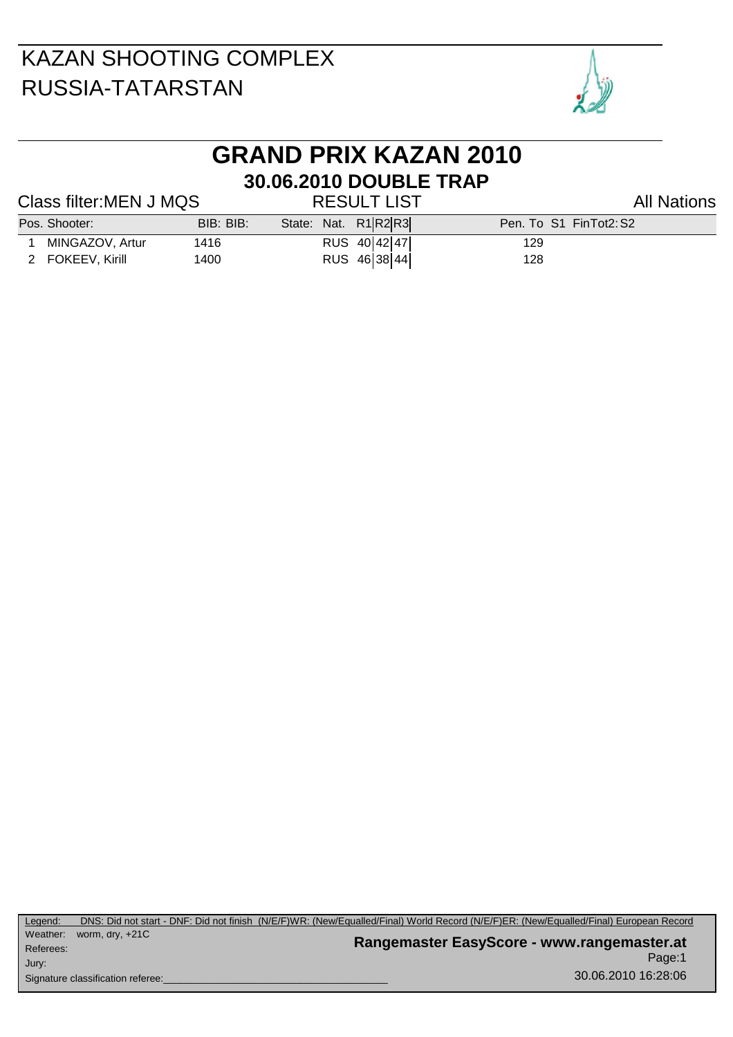KAZAN SHOOTING COMPLEX
RUSSIA-TATARSTAN

# GRAND PRIX KAZAN 2010

## 30.06.2010 DOUBLE TRAP

Class filter:MEN J MQS

RESULT LIST

All Nations

| Pos. | Shooter: | BIB: | BIB: | State: | Nat. | R1 | R2 | R3 | Pen. | To | S1 | Fin | Tot2: | S2 |
|---|---|---|---|---|---|---|---|---|---|---|---|---|---|---|
| 1 | MINGAZOV, Artur | 1416 | | | RUS | 40 | 42 | 47 | | 129 | | | | |
| 2 | FOKEEV, Kirill | 1400 | | | RUS | 46 | 38 | 44 | | 128 | | | | |

Legend: DNS: Did not start - DNF: Did not finish (N/E/F)WR: (New/Equalled/Final) World Record (N/E/F)ER: (New/Equalled/Final) European Record

Weather: worm, dry, +21C

Referees:

Jury:

Signature classification referee:\_\_\_\_\_\_\_\_\_\_\_\_\_\_\_\_\_\_\_\_\_\_\_\_\_\_\_\_\_\_\_\_\_\_\_\_

Rangemaster EasyScore - www.rangemaster.at

Page:1

30.06.2010 16:28:06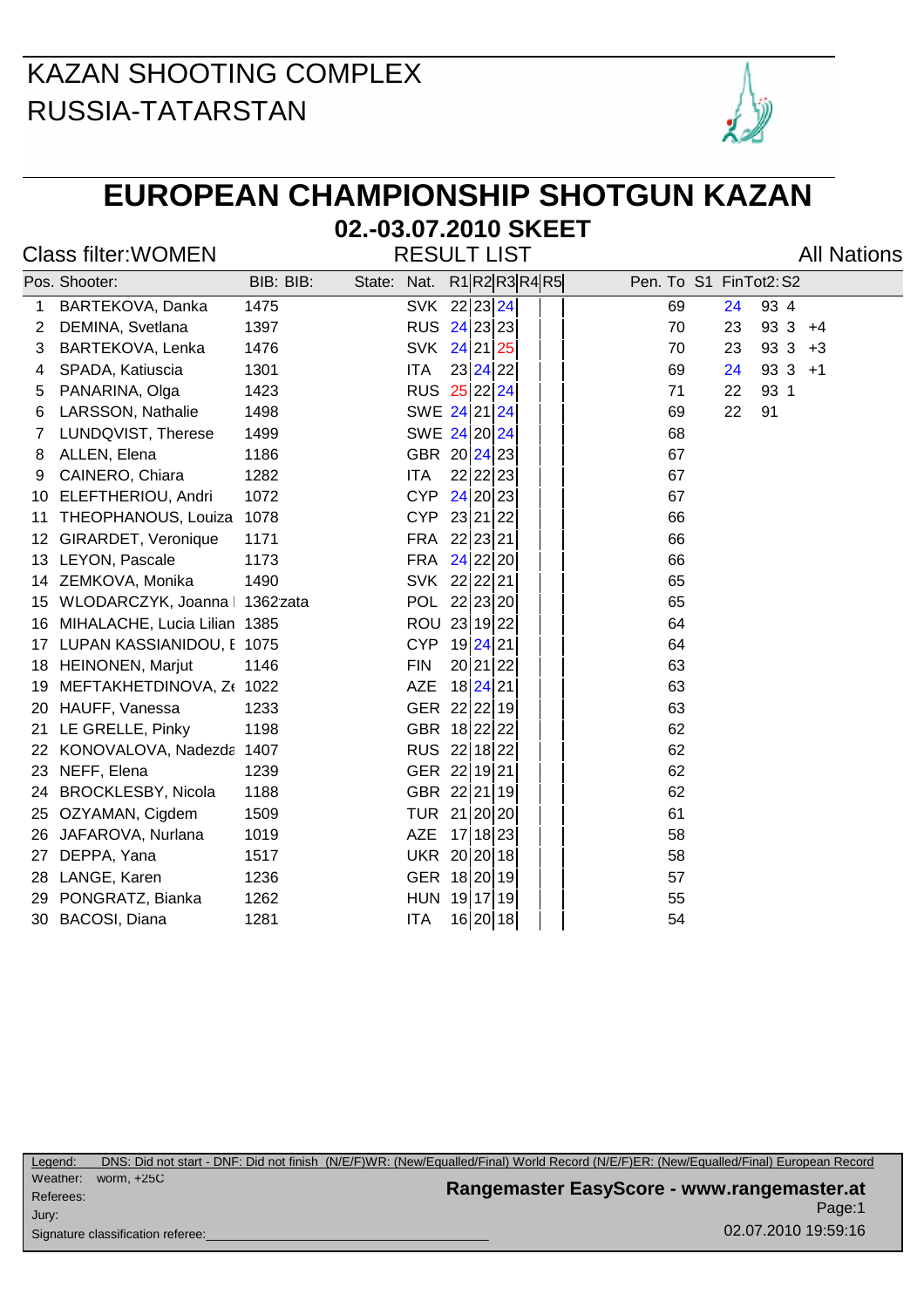KAZAN SHOOTING COMPLEX
RUSSIA-TATARSTAN

# EUROPEAN CHAMPIONSHIP SHOTGUN KAZAN

## 02.-03.07.2010 SKEET

Class filter:WOMEN

RESULT LIST

All Nations

| Pos. | Shooter: | BIB: | BIB: | State: | Nat. | R1 | R2 | R3 | R4 | R5 | Pen. | To | S1 | Fin | Tot2: | S2 |
|---|---|---|---|---|---|---|---|---|---|---|---|---|---|---|---|---|
| 1 | BARTEKOVA, Danka | 1475 | | | SVK | 22 | 23 | 24 | | | | 69 | 24 | | 93 | 4 |
| 2 | DEMINA, Svetlana | 1397 | | | RUS | 24 | 23 | 23 | | | | 70 | 23 | | 93 | 3 +4 |
| 3 | BARTEKOVA, Lenka | 1476 | | | SVK | 24 | 21 | 25 | | | | 70 | 23 | | 93 | 3 +3 |
| 4 | SPADA, Katiuscia | 1301 | | | ITA | 23 | 24 | 22 | | | | 69 | 24 | | 93 | 3 +1 |
| 5 | PANARINA, Olga | 1423 | | | RUS | 25 | 22 | 24 | | | | 71 | 22 | | 93 | 1 |
| 6 | LARSSON, Nathalie | 1498 | | | SWE | 24 | 21 | 24 | | | | 69 | 22 | | 91 | |
| 7 | LUNDQVIST, Therese | 1499 | | | SWE | 24 | 20 | 24 | | | | 68 | | | | |
| 8 | ALLEN, Elena | 1186 | | | GBR | 20 | 24 | 23 | | | | 67 | | | | |
| 9 | CAINERO, Chiara | 1282 | | | ITA | 22 | 22 | 23 | | | | 67 | | | | |
| 10 | ELEFTHERIOU, Andri | 1072 | | | CYP | 24 | 20 | 23 | | | | 67 | | | | |
| 11 | THEOPHANOUS, Louiza | 1078 | | | CYP | 23 | 21 | 22 | | | | 66 | | | | |
| 12 | GIRARDET, Veronique | 1171 | | | FRA | 22 | 23 | 21 | | | | 66 | | | | |
| 13 | LEYON, Pascale | 1173 | | | FRA | 24 | 22 | 20 | | | | 66 | | | | |
| 14 | ZEMKOVA, Monika | 1490 | | | SVK | 22 | 22 | 21 | | | | 65 | | | | |
| 15 | WLODARCZYK, Joanna | 1362 | zata | | POL | 22 | 23 | 20 | | | | 65 | | | | |
| 16 | MIHALACHE, Lucia Lilian | 1385 | | | ROU | 23 | 19 | 22 | | | | 64 | | | | |
| 17 | LUPAN KASSIANIDOU, E | 1075 | | | CYP | 19 | 24 | 21 | | | | 64 | | | | |
| 18 | HEINONEN, Marjut | 1146 | | | FIN | 20 | 21 | 22 | | | | 63 | | | | |
| 19 | MEFTAKHETDINOVA, Ze | 1022 | | | AZE | 18 | 24 | 21 | | | | 63 | | | | |
| 20 | HAUFF, Vanessa | 1233 | | | GER | 22 | 22 | 19 | | | | 63 | | | | |
| 21 | LE GRELLE, Pinky | 1198 | | | GBR | 18 | 22 | 22 | | | | 62 | | | | |
| 22 | KONOVALOVA, Nadezda | 1407 | | | RUS | 22 | 18 | 22 | | | | 62 | | | | |
| 23 | NEFF, Elena | 1239 | | | GER | 22 | 19 | 21 | | | | 62 | | | | |
| 24 | BROCKLESBY, Nicola | 1188 | | | GBR | 22 | 21 | 19 | | | | 62 | | | | |
| 25 | OZYAMAN, Cigdem | 1509 | | | TUR | 21 | 20 | 20 | | | | 61 | | | | |
| 26 | JAFAROVA, Nurlana | 1019 | | | AZE | 17 | 18 | 23 | | | | 58 | | | | |
| 27 | DEPPA, Yana | 1517 | | | UKR | 20 | 20 | 18 | | | | 58 | | | | |
| 28 | LANGE, Karen | 1236 | | | GER | 18 | 20 | 19 | | | | 57 | | | | |
| 29 | PONGRATZ, Bianka | 1262 | | | HUN | 19 | 17 | 19 | | | | 55 | | | | |
| 30 | BACOSI, Diana | 1281 | | | ITA | 16 | 20 | 18 | | | | 54 | | | | |

Legend: DNS: Did not start - DNF: Did not finish (N/E/F)WR: (New/Equalled/Final) World Record (N/E/F)ER: (New/Equalled/Final) European Record

Weather: worm, +25C

Referees:

Jury:

Signature classification referee:

Rangemaster EasyScore - www.rangemaster.at

02.07.2010 19:59:16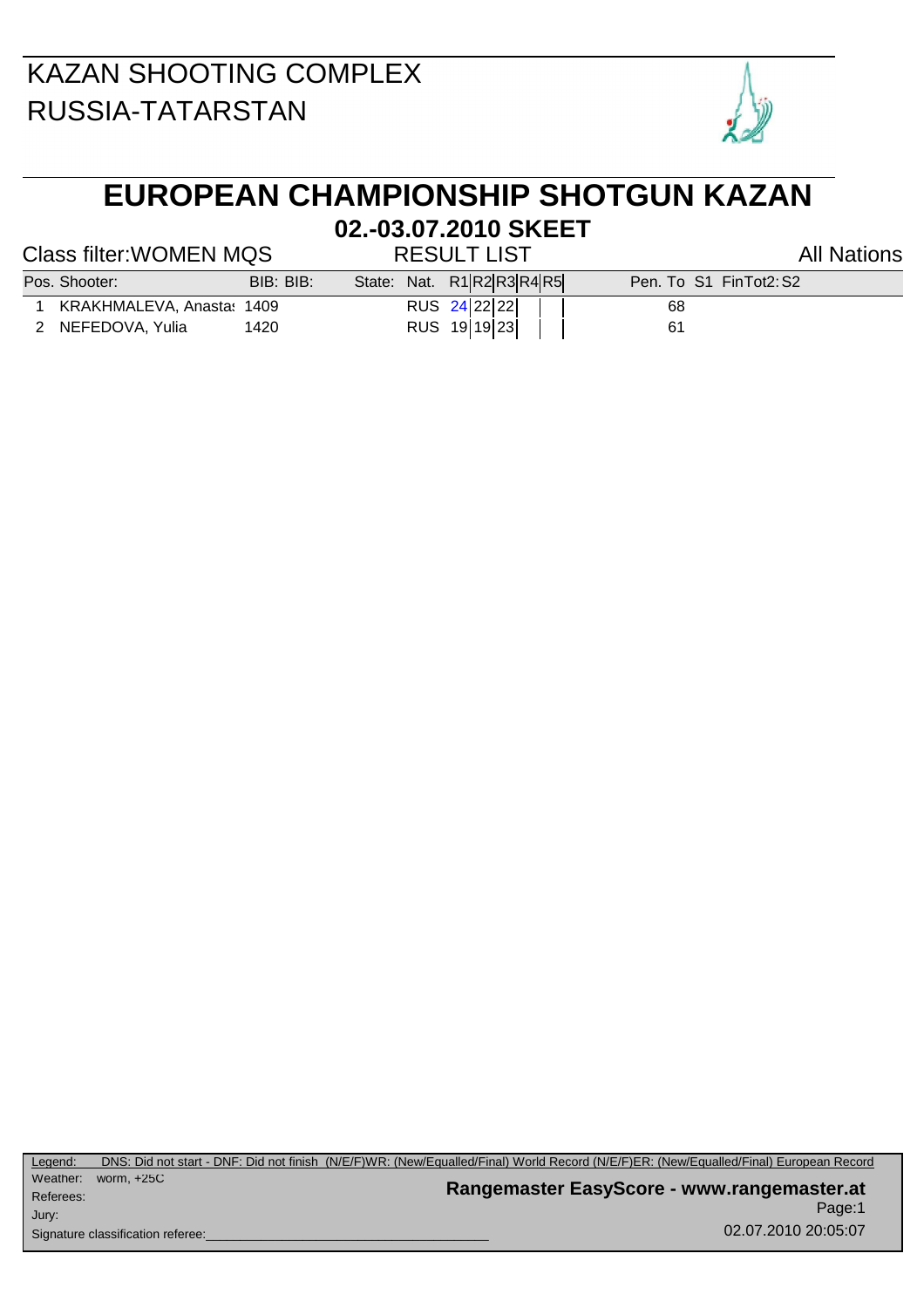KAZAN SHOOTING COMPLEX
RUSSIA-TATARSTAN

# EUROPEAN CHAMPIONSHIP SHOTGUN KAZAN

## 02.-03.07.2010 SKEET

Class filter:WOMEN MQS — RESULT LIST — All Nations

| Pos. | Shooter: | BIB: | BIB: | State: | Nat. | R1 | R2 | R3 | R4 | R5 | Pen. | To | S1 | FinTot2: | S2 |
|---|---|---|---|---|---|---|---|---|---|---|---|---|---|---|---|
| 1 | KRAKHMALEVA, Anasta: | 1409 | | | RUS | 24 | 22 | 22 | | | | 68 | | | |
| 2 | NEFEDOVA, Yulia | 1420 | | | RUS | 19 | 19 | 23 | | | | 61 | | | |

Legend: DNS: Did not start - DNF: Did not finish (N/E/F)WR: (New/Equalled/Final) World Record (N/E/F)ER: (New/Equalled/Final) European Record

Weather: worm, +25C

Referees:

Jury:

Signature classification referee:_______________________

Rangemaster EasyScore - www.rangemaster.at

02.07.2010 20:05:07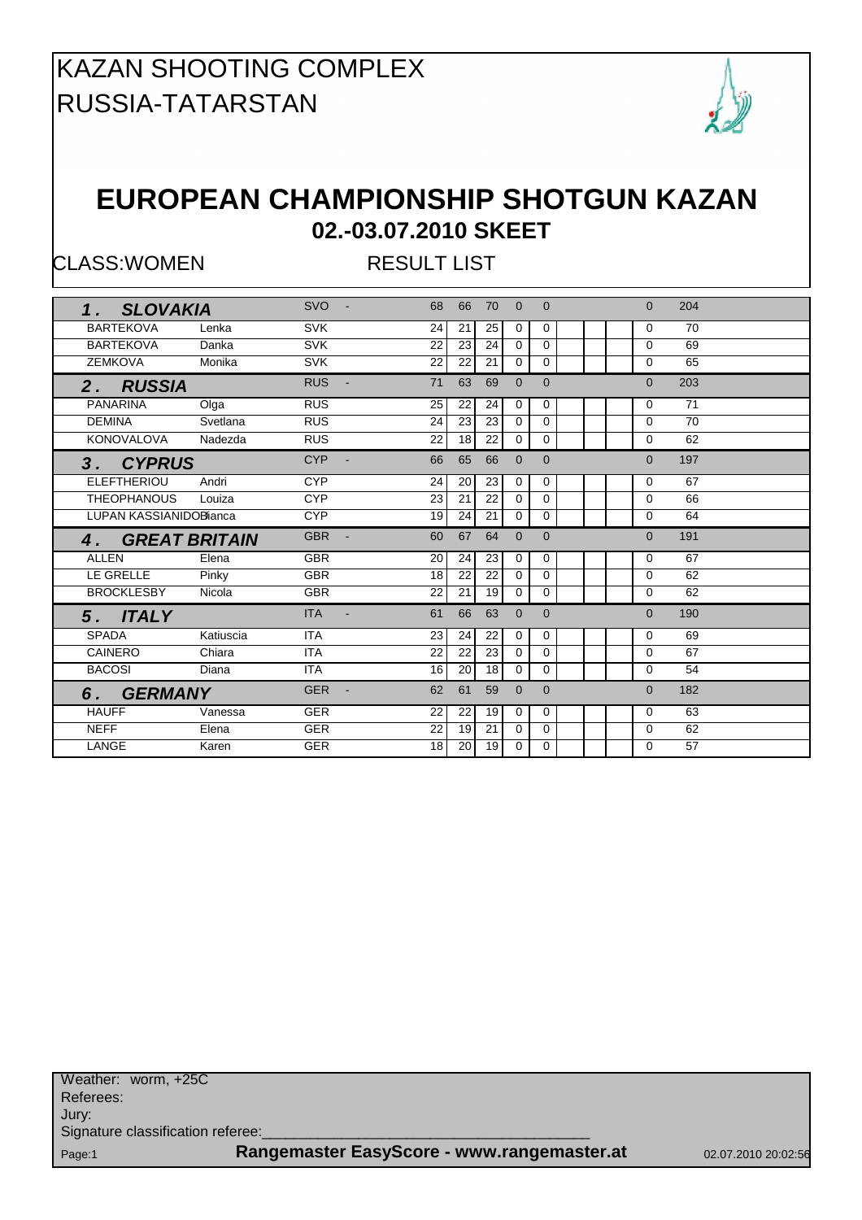# KAZAN SHOOTING COMPLEX
# RUSSIA-TATARSTAN

## EUROPEAN CHAMPIONSHIP SHOTGUN KAZAN

### 02.-03.07.2010 SKEET

CLASS:WOMEN RESULT LIST

| | | | | | | | | | | | | |
|---|---|---|---|---|---|---|---|---|---|---|---|---|
| ***1. SLOVAKIA*** | | SVO | - | 68 | 66 | 70 | 0 | 0 | | | 0 | 204 |
| BARTEKOVA | Lenka | SVK | | 24 | 21 | 25 | 0 | 0 | | | 0 | 70 |
| BARTEKOVA | Danka | SVK | | 22 | 23 | 24 | 0 | 0 | | | 0 | 69 |
| ZEMKOVA | Monika | SVK | | 22 | 22 | 21 | 0 | 0 | | | 0 | 65 |
| ***2. RUSSIA*** | | RUS | - | 71 | 63 | 69 | 0 | 0 | | | 0 | 203 |
| PANARINA | Olga | RUS | | 25 | 22 | 24 | 0 | 0 | | | 0 | 71 |
| DEMINA | Svetlana | RUS | | 24 | 23 | 23 | 0 | 0 | | | 0 | 70 |
| KONOVALOVA | Nadezda | RUS | | 22 | 18 | 22 | 0 | 0 | | | 0 | 62 |
| ***3. CYPRUS*** | | CYP | - | 66 | 65 | 66 | 0 | 0 | | | 0 | 197 |
| ELEFTHERIOU | Andri | CYP | | 24 | 20 | 23 | 0 | 0 | | | 0 | 67 |
| THEOPHANOUS | Louiza | CYP | | 23 | 21 | 22 | 0 | 0 | | | 0 | 66 |
| LUPAN KASSIANIDOU | Bianca | CYP | | 19 | 24 | 21 | 0 | 0 | | | 0 | 64 |
| ***4. GREAT BRITAIN*** | | GBR | - | 60 | 67 | 64 | 0 | 0 | | | 0 | 191 |
| ALLEN | Elena | GBR | | 20 | 24 | 23 | 0 | 0 | | | 0 | 67 |
| LE GRELLE | Pinky | GBR | | 18 | 22 | 22 | 0 | 0 | | | 0 | 62 |
| BROCKLESBY | Nicola | GBR | | 22 | 21 | 19 | 0 | 0 | | | 0 | 62 |
| ***5. ITALY*** | | ITA | - | 61 | 66 | 63 | 0 | 0 | | | 0 | 190 |
| SPADA | Katiuscia | ITA | | 23 | 24 | 22 | 0 | 0 | | | 0 | 69 |
| CAINERO | Chiara | ITA | | 22 | 22 | 23 | 0 | 0 | | | 0 | 67 |
| BACOSI | Diana | ITA | | 16 | 20 | 18 | 0 | 0 | | | 0 | 54 |
| ***6. GERMANY*** | | GER | - | 62 | 61 | 59 | 0 | 0 | | | 0 | 182 |
| HAUFF | Vanessa | GER | | 22 | 22 | 19 | 0 | 0 | | | 0 | 63 |
| NEFF | Elena | GER | | 22 | 19 | 21 | 0 | 0 | | | 0 | 62 |
| LANGE | Karen | GER | | 18 | 20 | 19 | 0 | 0 | | | 0 | 57 |

Weather: worm, +25C
Referees:
Jury:
Signature classification referee:_______________________________________

Page:1 **Rangemaster EasyScore - www.rangemaster.at** 02.07.2010 20:02:56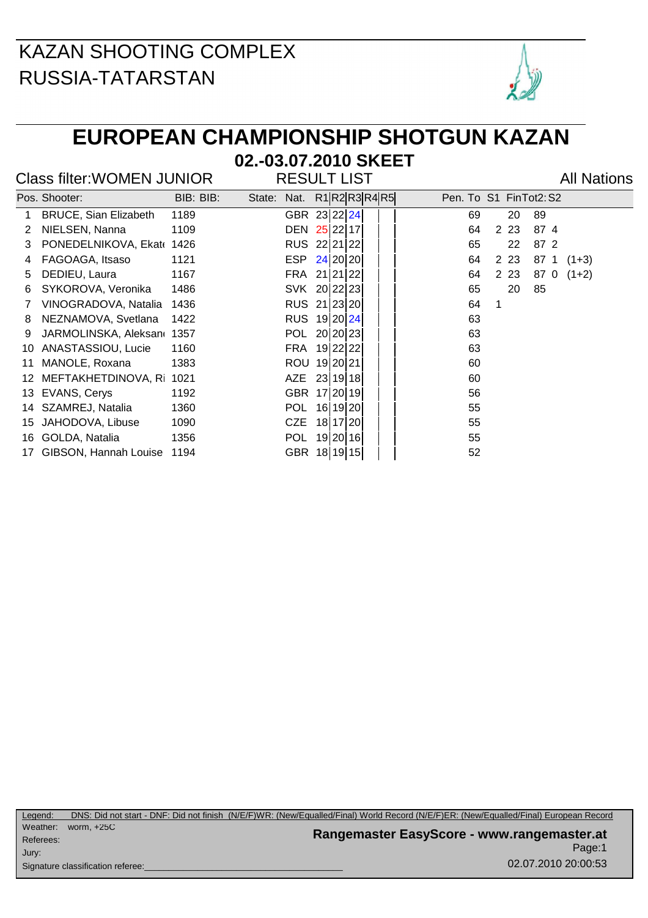KAZAN SHOOTING COMPLEX
RUSSIA-TATARSTAN

# EUROPEAN CHAMPIONSHIP SHOTGUN KAZAN

## 02.-03.07.2010 SKEET

Class filter:WOMEN JUNIOR — RESULT LIST — All Nations

| Pos. | Shooter: | BIB: | BIB: | State: | Nat. | R1 | R2 | R3 | R4 | R5 | Pen. | To | S1 | Fin | Tot2: | S2 |
|---|---|---|---|---|---|---|---|---|---|---|---|---|---|---|---|---|
| 1 | BRUCE, Sian Elizabeth | 1189 | | | GBR | 23 | 22 | 24 | | | | 69 | | 20 | 89 | |
| 2 | NIELSEN, Nanna | 1109 | | | DEN | 25 | 22 | 17 | | | | 64 | 2 | 23 | 87 | 4 |
| 3 | PONEDELNIKOVA, Ekat | 1426 | | | RUS | 22 | 21 | 22 | | | | 65 | | 22 | 87 | 2 |
| 4 | FAGOAGA, Itsaso | 1121 | | | ESP | 24 | 20 | 20 | | | | 64 | 2 | 23 | 87 | 1 (1+3) |
| 5 | DEDIEU, Laura | 1167 | | | FRA | 21 | 21 | 22 | | | | 64 | 2 | 23 | 87 | 0 (1+2) |
| 6 | SYKOROVA, Veronika | 1486 | | | SVK | 20 | 22 | 23 | | | | 65 | | 20 | 85 | |
| 7 | VINOGRADOVA, Natalia | 1436 | | | RUS | 21 | 23 | 20 | | | | 64 | 1 | | | |
| 8 | NEZNAMOVA, Svetlana | 1422 | | | RUS | 19 | 20 | 24 | | | | 63 | | | | |
| 9 | JARMOLINSKA, Aleksan | 1357 | | | POL | 20 | 20 | 23 | | | | 63 | | | | |
| 10 | ANASTASSIOU, Lucie | 1160 | | | FRA | 19 | 22 | 22 | | | | 63 | | | | |
| 11 | MANOLE, Roxana | 1383 | | | ROU | 19 | 20 | 21 | | | | 60 | | | | |
| 12 | MEFTAKHETDINOVA, Ri | 1021 | | | AZE | 23 | 19 | 18 | | | | 60 | | | | |
| 13 | EVANS, Cerys | 1192 | | | GBR | 17 | 20 | 19 | | | | 56 | | | | |
| 14 | SZAMREJ, Natalia | 1360 | | | POL | 16 | 19 | 20 | | | | 55 | | | | |
| 15 | JAHODOVA, Libuse | 1090 | | | CZE | 18 | 17 | 20 | | | | 55 | | | | |
| 16 | GOLDA, Natalia | 1356 | | | POL | 19 | 20 | 16 | | | | 55 | | | | |
| 17 | GIBSON, Hannah Louise | 1194 | | | GBR | 18 | 19 | 15 | | | | 52 | | | | |

Legend: DNS: Did not start - DNF: Did not finish (N/E/F)WR: (New/Equalled/Final) World Record (N/E/F)ER: (New/Equalled/Final) European Record

Weather: worm, +25C
Referees:
Jury:
Signature classification referee:

Rangemaster EasyScore - www.rangemaster.at
02.07.2010 20:00:53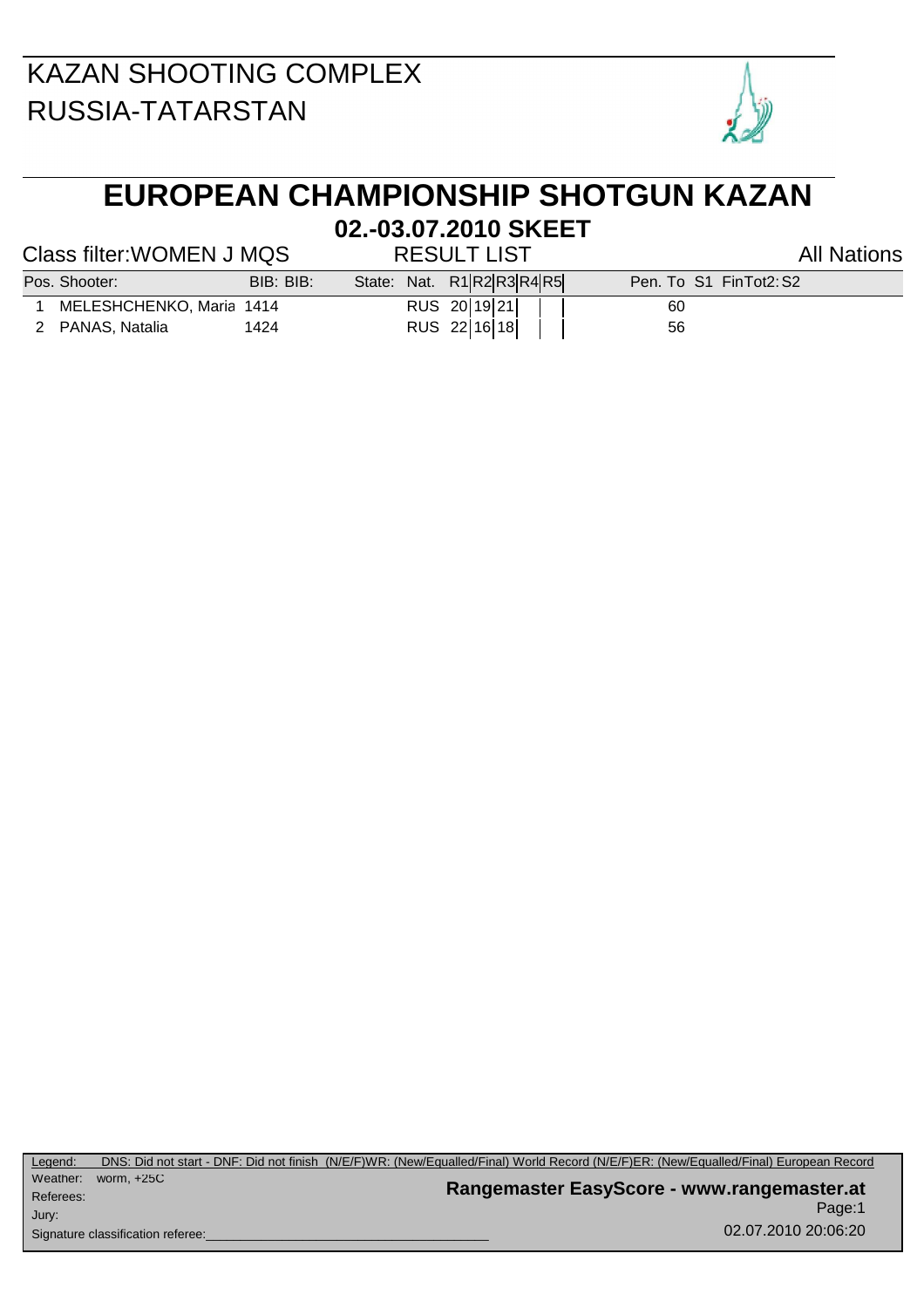KAZAN SHOOTING COMPLEX
RUSSIA-TATARSTAN

# EUROPEAN CHAMPIONSHIP SHOTGUN KAZAN

## 02.-03.07.2010 SKEET

Class filter:WOMEN J MQS — RESULT LIST — All Nations

| Pos. | Shooter: | BIB: | BIB: | State: | Nat. | R1 | R2 | R3 | R4 | R5 | Pen. | To | S1 | FinTot2: | S2 |
|---|---|---|---|---|---|---|---|---|---|---|---|---|---|---|---|
| 1 | MELESHCHENKO, Maria | 1414 | | | RUS | 20 | 19 | 21 | | | | 60 | | | |
| 2 | PANAS, Natalia | 1424 | | | RUS | 22 | 16 | 18 | | | | 56 | | | |

Legend: DNS: Did not start - DNF: Did not finish (N/E/F)WR: (New/Equalled/Final) World Record (N/E/F)ER: (New/Equalled/Final) European Record

Weather: worm, +25C

Referees:

Jury:

Signature classification referee:________________________________

**Rangemaster EasyScore - www.rangemaster.at**

Page:1

02.07.2010 20:06:20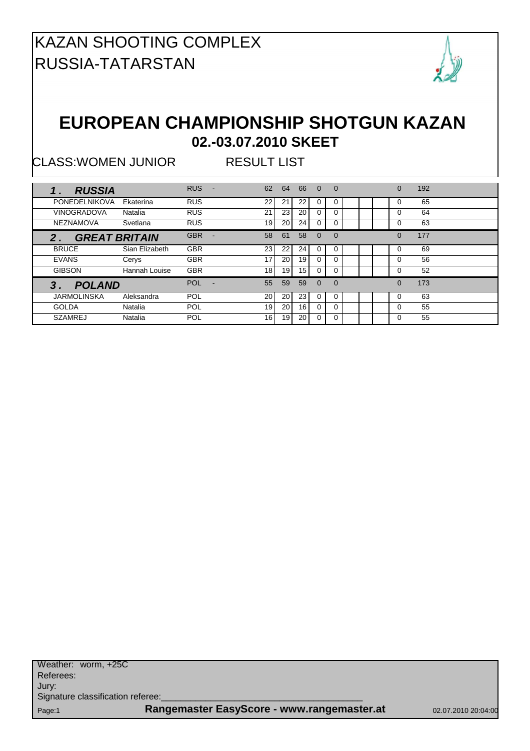# KAZAN SHOOTING COMPLEX
# RUSSIA-TATARSTAN

## EUROPEAN CHAMPIONSHIP SHOTGUN KAZAN
### 02.-03.07.2010 SKEET

CLASS:WOMEN JUNIOR RESULT LIST

| | | | | | | | | | | | | | |
|---|---|---|---|---|---|---|---|---|---|---|---|---|---|
| ***1 . RUSSIA*** | | RUS | - | 62 | 64 | 66 | 0 | 0 | | | | 0 | 192 |
| PONEDELNIKOVA | Ekaterina | RUS | | 22 | 21 | 22 | 0 | 0 | | | | 0 | 65 |
| VINOGRADOVA | Natalia | RUS | | 21 | 23 | 20 | 0 | 0 | | | | 0 | 64 |
| NEZNAMOVA | Svetlana | RUS | | 19 | 20 | 24 | 0 | 0 | | | | 0 | 63 |
| ***2 . GREAT BRITAIN*** | | GBR | - | 58 | 61 | 58 | 0 | 0 | | | | 0 | 177 |
| BRUCE | Sian Elizabeth | GBR | | 23 | 22 | 24 | 0 | 0 | | | | 0 | 69 |
| EVANS | Cerys | GBR | | 17 | 20 | 19 | 0 | 0 | | | | 0 | 56 |
| GIBSON | Hannah Louise | GBR | | 18 | 19 | 15 | 0 | 0 | | | | 0 | 52 |
| ***3 . POLAND*** | | POL | - | 55 | 59 | 59 | 0 | 0 | | | | 0 | 173 |
| JARMOLINSKA | Aleksandra | POL | | 20 | 20 | 23 | 0 | 0 | | | | 0 | 63 |
| GOLDA | Natalia | POL | | 19 | 20 | 16 | 0 | 0 | | | | 0 | 55 |
| SZAMREJ | Natalia | POL | | 16 | 19 | 20 | 0 | 0 | | | | 0 | 55 |

Weather: worm, +25C
Referees:
Jury:
Signature classification referee:_______________________________________

Rangemaster EasyScore - www.rangemaster.at 02.07.2010 20:04:00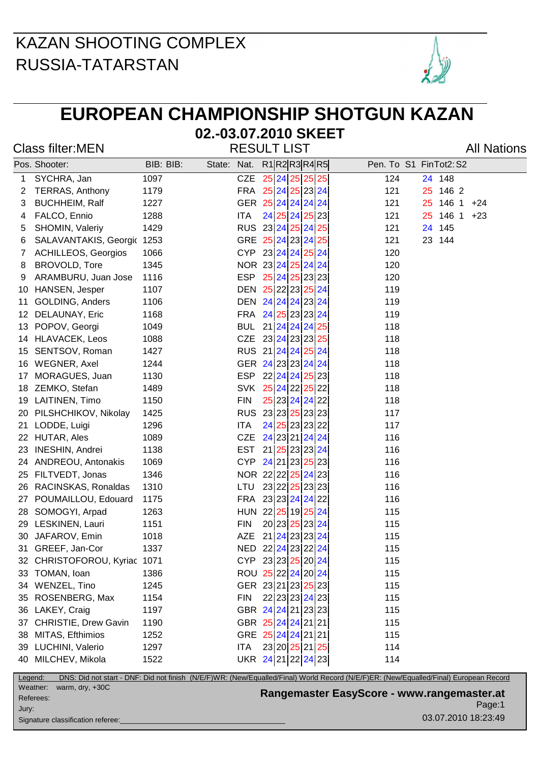# KAZAN SHOOTING COMPLEX
# RUSSIA-TATARSTAN

## EUROPEAN CHAMPIONSHIP SHOTGUN KAZAN

### 02.-03.07.2010 SKEET

Class filter:MEN | RESULT LIST | All Nations

| Pos. | Shooter: | BIB: | BIB: | State: | Nat. | R1 | R2 | R3 | R4 | R5 | Pen. | To | S1 | Fin | Tot2: | S2 |
|---|---|---|---|---|---|---|---|---|---|---|---|---|---|---|---|---|
| 1 | SYCHRA, Jan | 1097 | | | CZE | 25 | 24 | 25 | 25 | 25 | | 124 | | 24 | 148 | |
| 2 | TERRAS, Anthony | 1179 | | | FRA | 25 | 24 | 25 | 23 | 24 | | 121 | | 25 | 146 | 2 |
| 3 | BUCHHEIM, Ralf | 1227 | | | GER | 25 | 24 | 24 | 24 | 24 | | 121 | | 25 | 146 | 1 +24 |
| 4 | FALCO, Ennio | 1288 | | | ITA | 24 | 25 | 24 | 25 | 23 | | 121 | | 25 | 146 | 1 +23 |
| 5 | SHOMIN, Valeriy | 1429 | | | RUS | 23 | 24 | 25 | 24 | 25 | | 121 | | 24 | 145 | |
| 6 | SALAVANTAKIS, Georgio | 1253 | | | GRE | 25 | 24 | 23 | 24 | 25 | | 121 | | 23 | 144 | |
| 7 | ACHILLEOS, Georgios | 1066 | | | CYP | 23 | 24 | 24 | 25 | 24 | | 120 | | | | |
| 8 | BROVOLD, Tore | 1345 | | | NOR | 23 | 24 | 25 | 24 | 24 | | 120 | | | | |
| 9 | ARAMBURU, Juan Jose | 1116 | | | ESP | 25 | 24 | 25 | 23 | 23 | | 120 | | | | |
| 10 | HANSEN, Jesper | 1107 | | | DEN | 25 | 22 | 23 | 25 | 24 | | 119 | | | | |
| 11 | GOLDING, Anders | 1106 | | | DEN | 24 | 24 | 24 | 23 | 24 | | 119 | | | | |
| 12 | DELAUNAY, Eric | 1168 | | | FRA | 24 | 25 | 23 | 23 | 24 | | 119 | | | | |
| 13 | POPOV, Georgi | 1049 | | | BUL | 21 | 24 | 24 | 24 | 25 | | 118 | | | | |
| 14 | HLAVACEK, Leos | 1088 | | | CZE | 23 | 24 | 23 | 23 | 25 | | 118 | | | | |
| 15 | SENTSOV, Roman | 1427 | | | RUS | 21 | 24 | 24 | 25 | 24 | | 118 | | | | |
| 16 | WEGNER, Axel | 1244 | | | GER | 24 | 23 | 23 | 24 | 24 | | 118 | | | | |
| 17 | MORAGUES, Juan | 1130 | | | ESP | 22 | 24 | 24 | 25 | 23 | | 118 | | | | |
| 18 | ZEMKO, Stefan | 1489 | | | SVK | 25 | 24 | 22 | 25 | 22 | | 118 | | | | |
| 19 | LAITINEN, Timo | 1150 | | | FIN | 25 | 23 | 24 | 24 | 22 | | 118 | | | | |
| 20 | PILSHCHIKOV, Nikolay | 1425 | | | RUS | 23 | 23 | 25 | 23 | 23 | | 117 | | | | |
| 21 | LODDE, Luigi | 1296 | | | ITA | 24 | 25 | 23 | 23 | 22 | | 117 | | | | |
| 22 | HUTAR, Ales | 1089 | | | CZE | 24 | 23 | 21 | 24 | 24 | | 116 | | | | |
| 23 | INESHIN, Andrei | 1138 | | | EST | 21 | 25 | 23 | 23 | 24 | | 116 | | | | |
| 24 | ANDREOU, Antonakis | 1069 | | | CYP | 24 | 21 | 23 | 25 | 23 | | 116 | | | | |
| 25 | FILTVEDT, Jonas | 1346 | | | NOR | 22 | 22 | 25 | 24 | 23 | | 116 | | | | |
| 26 | RACINSKAS, Ronaldas | 1310 | | | LTU | 23 | 22 | 25 | 23 | 23 | | 116 | | | | |
| 27 | POUMAILLOU, Edouard | 1175 | | | FRA | 23 | 23 | 24 | 24 | 22 | | 116 | | | | |
| 28 | SOMOGYI, Arpad | 1263 | | | HUN | 22 | 25 | 19 | 25 | 24 | | 115 | | | | |
| 29 | LESKINEN, Lauri | 1151 | | | FIN | 20 | 23 | 25 | 23 | 24 | | 115 | | | | |
| 30 | JAFAROV, Emin | 1018 | | | AZE | 21 | 24 | 23 | 23 | 24 | | 115 | | | | |
| 31 | GREEF, Jan-Cor | 1337 | | | NED | 22 | 24 | 23 | 22 | 24 | | 115 | | | | |
| 32 | CHRISTOFOROU, Kyriac | 1071 | | | CYP | 23 | 23 | 25 | 20 | 24 | | 115 | | | | |
| 33 | TOMAN, Ioan | 1386 | | | ROU | 25 | 22 | 24 | 20 | 24 | | 115 | | | | |
| 34 | WENZEL, Tino | 1245 | | | GER | 23 | 21 | 23 | 25 | 23 | | 115 | | | | |
| 35 | ROSENBERG, Max | 1154 | | | FIN | 22 | 23 | 23 | 24 | 23 | | 115 | | | | |
| 36 | LAKEY, Craig | 1197 | | | GBR | 24 | 24 | 21 | 23 | 23 | | 115 | | | | |
| 37 | CHRISTIE, Drew Gavin | 1190 | | | GBR | 25 | 24 | 24 | 21 | 21 | | 115 | | | | |
| 38 | MITAS, Efthimios | 1252 | | | GRE | 25 | 24 | 24 | 21 | 21 | | 115 | | | | |
| 39 | LUCHINI, Valerio | 1297 | | | ITA | 23 | 20 | 25 | 21 | 25 | | 114 | | | | |
| 40 | MILCHEV, Mikola | 1522 | | | UKR | 24 | 21 | 22 | 24 | 23 | | 114 | | | | |

Legend: DNS: Did not start - DNF: Did not finish (N/E/F)WR: (New/Equalled/Final) World Record (N/E/F)ER: (New/Equalled/Final) European Record

Weather: warm, dry, +30C

Referees:

Jury:

Signature classification referee:

**Rangemaster EasyScore - www.rangemaster.at**

03.07.2010 18:23:49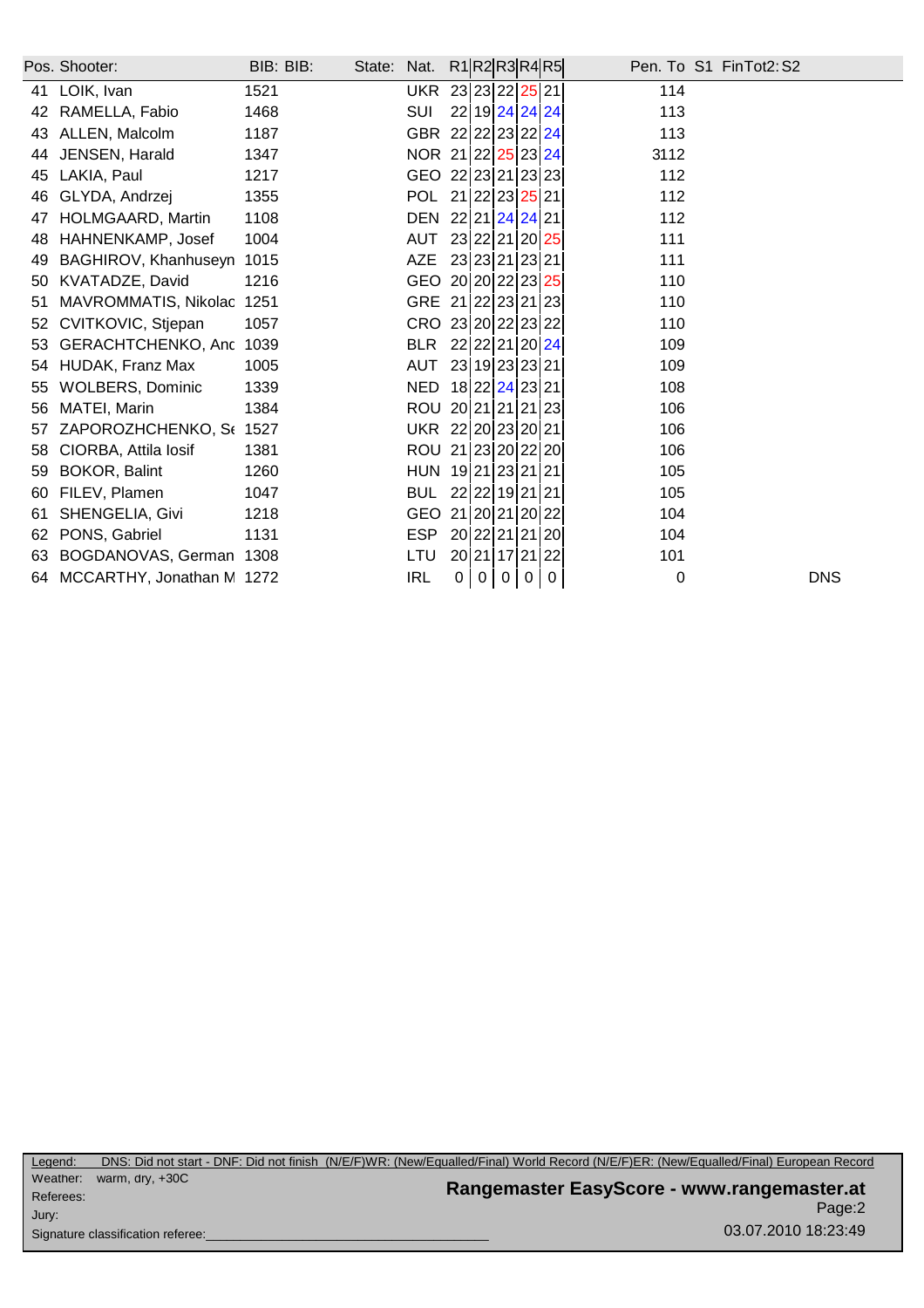| Pos. | Shooter: | BIB: | BIB: | State: | Nat. | R1 | R2 | R3 | R4 | R5 | Pen. | To | S1 | FinTot2: | S2 |
|---|---|---|---|---|---|---|---|---|---|---|---|---|---|---|---|
| 41 | LOIK, Ivan | 1521 | | | UKR | 23 | 23 | 22 | 25 | 21 | | 114 | | | |
| 42 | RAMELLA, Fabio | 1468 | | | SUI | 22 | 19 | 24 | 24 | 24 | | 113 | | | |
| 43 | ALLEN, Malcolm | 1187 | | | GBR | 22 | 22 | 23 | 22 | 24 | | 113 | | | |
| 44 | JENSEN, Harald | 1347 | | | NOR | 21 | 22 | 25 | 23 | 24 | | 3112 | | | |
| 45 | LAKIA, Paul | 1217 | | | GEO | 22 | 23 | 21 | 23 | 23 | | 112 | | | |
| 46 | GLYDA, Andrzej | 1355 | | | POL | 21 | 22 | 23 | 25 | 21 | | 112 | | | |
| 47 | HOLMGAARD, Martin | 1108 | | | DEN | 22 | 21 | 24 | 24 | 21 | | 112 | | | |
| 48 | HAHNENKAMP, Josef | 1004 | | | AUT | 23 | 22 | 21 | 20 | 25 | | 111 | | | |
| 49 | BAGHIROV, Khanhuseyn | 1015 | | | AZE | 23 | 23 | 21 | 23 | 21 | | 111 | | | |
| 50 | KVATADZE, David | 1216 | | | GEO | 20 | 20 | 22 | 23 | 25 | | 110 | | | |
| 51 | MAVROMMATIS, Nikolac | 1251 | | | GRE | 21 | 22 | 23 | 21 | 23 | | 110 | | | |
| 52 | CVITKOVIC, Stjepan | 1057 | | | CRO | 23 | 20 | 22 | 23 | 22 | | 110 | | | |
| 53 | GERACHTCHENKO, Anc | 1039 | | | BLR | 22 | 22 | 21 | 20 | 24 | | 109 | | | |
| 54 | HUDAK, Franz Max | 1005 | | | AUT | 23 | 19 | 23 | 23 | 21 | | 109 | | | |
| 55 | WOLBERS, Dominic | 1339 | | | NED | 18 | 22 | 24 | 23 | 21 | | 108 | | | |
| 56 | MATEI, Marin | 1384 | | | ROU | 20 | 21 | 21 | 21 | 23 | | 106 | | | |
| 57 | ZAPOROZHCHENKO, S | 1527 | | | UKR | 22 | 20 | 23 | 20 | 21 | | 106 | | | |
| 58 | CIORBA, Attila Iosif | 1381 | | | ROU | 21 | 23 | 20 | 22 | 20 | | 106 | | | |
| 59 | BOKOR, Balint | 1260 | | | HUN | 19 | 21 | 23 | 21 | 21 | | 105 | | | |
| 60 | FILEV, Plamen | 1047 | | | BUL | 22 | 22 | 19 | 21 | 21 | | 105 | | | |
| 61 | SHENGELIA, Givi | 1218 | | | GEO | 21 | 20 | 21 | 20 | 22 | | 104 | | | |
| 62 | PONS, Gabriel | 1131 | | | ESP | 20 | 22 | 21 | 21 | 20 | | 104 | | | |
| 63 | BOGDANOVAS, German | 1308 | | | LTU | 20 | 21 | 17 | 21 | 22 | | 101 | | | |
| 64 | MCCARTHY, Jonathan M | 1272 | | | IRL | 0 | 0 | 0 | 0 | 0 | | 0 | | | DNS |

Legend: DNS: Did not start - DNF: Did not finish (N/E/F)WR: (New/Equalled/Final) World Record (N/E/F)ER: (New/Equalled/Final) European Record

Weather: warm, dry, +30C

Referees:

Jury:

Signature classification referee:\_\_\_\_\_\_\_\_\_\_\_\_\_\_\_\_\_\_\_\_

**Rangemaster EasyScore - www.rangemaster.at**

Page:2

03.07.2010 18:23:49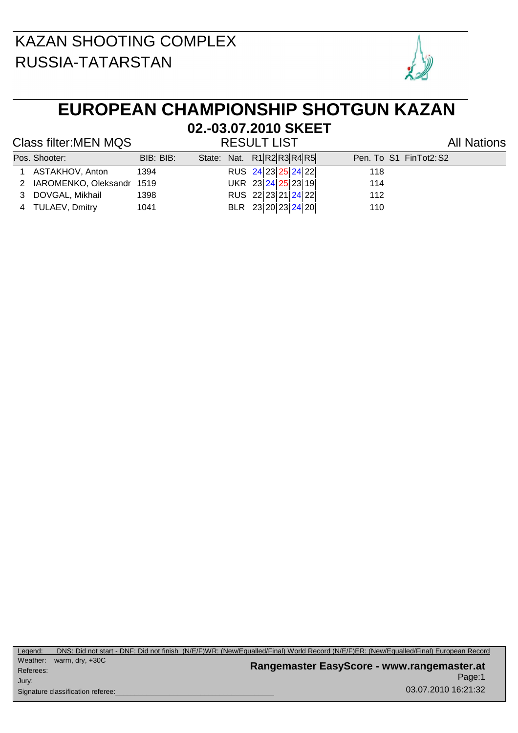KAZAN SHOOTING COMPLEX
RUSSIA-TATARSTAN

# EUROPEAN CHAMPIONSHIP SHOTGUN KAZAN

## 02.-03.07.2010 SKEET

Class filter:MEN MQS

RESULT LIST

All Nations

| Pos. | Shooter: | BIB: | BIB: | State: | Nat. | R1 | R2 | R3 | R4 | R5 | Pen. | To | S1 | FinTot2: | S2 |
|---|---|---|---|---|---|---|---|---|---|---|---|---|---|---|---|
| 1 | ASTAKHOV, Anton | 1394 | | | RUS | 24 | 23 | 25 | 24 | 22 | | 118 | | | |
| 2 | IAROMENKO, Oleksandr | 1519 | | | UKR | 23 | 24 | 25 | 23 | 19 | | 114 | | | |
| 3 | DOVGAL, Mikhail | 1398 | | | RUS | 22 | 23 | 21 | 24 | 22 | | 112 | | | |
| 4 | TULAEV, Dmitry | 1041 | | | BLR | 23 | 20 | 23 | 24 | 20 | | 110 | | | |

Legend: DNS: Did not start - DNF: Did not finish (N/E/F)WR: (New/Equalled/Final) World Record (N/E/F)ER: (New/Equalled/Final) European Record

Weather: warm, dry, +30C

Referees:

Jury:

Signature classification referee:\_\_\_\_\_\_\_\_\_\_\_\_\_\_\_\_\_\_\_\_\_\_\_\_\_\_\_\_\_\_\_\_\_\_\_\_

Rangemaster EasyScore - www.rangemaster.at

Page:1

03.07.2010 16:21:32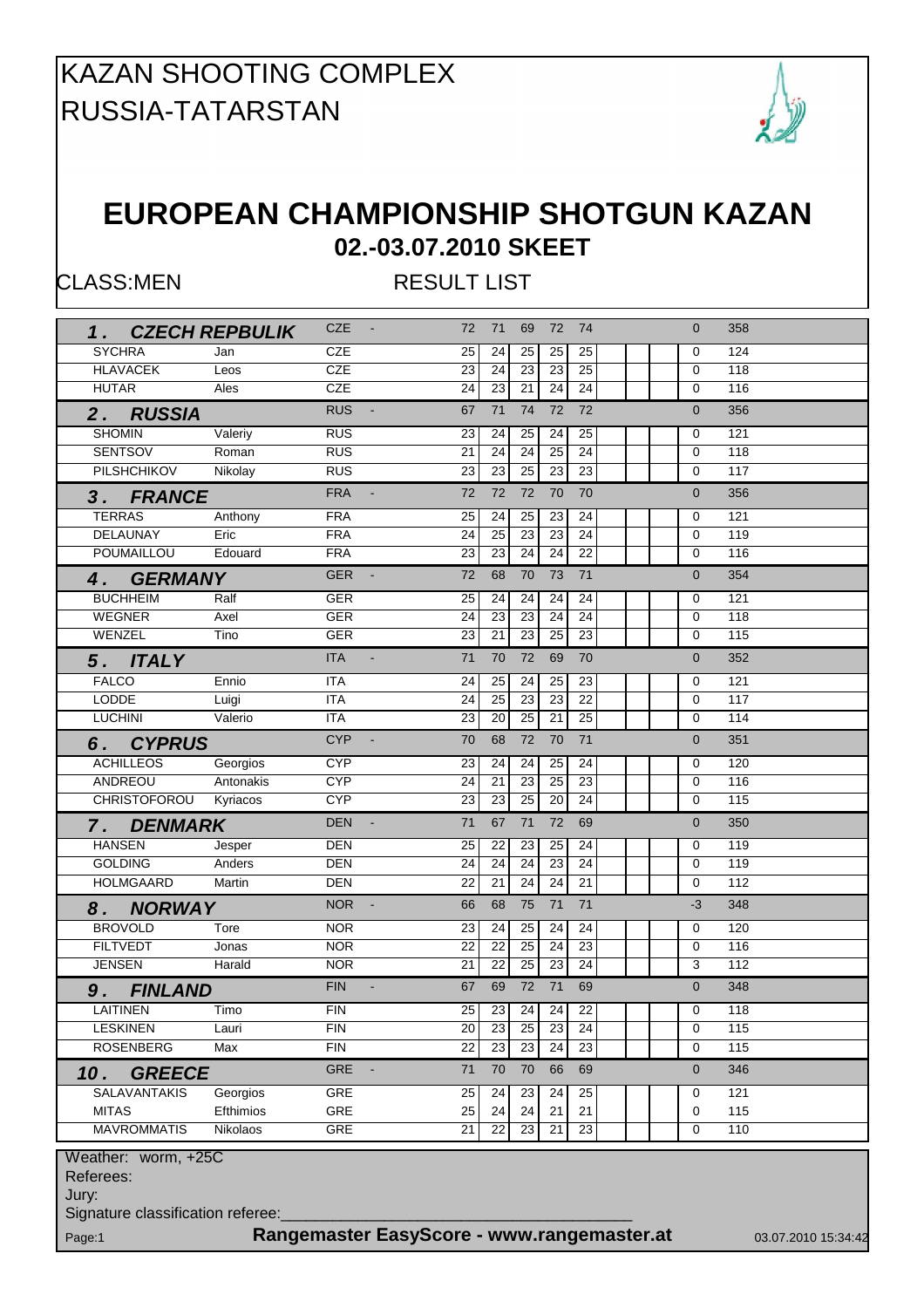# KAZAN SHOOTING COMPLEX
# RUSSIA-TATARSTAN

## EUROPEAN CHAMPIONSHIP SHOTGUN KAZAN

### 02.-03.07.2010 SKEET

CLASS:MEN

RESULT LIST

| | | | | | | | | | | | | | |
|---|---|---|---|---|---|---|---|---|---|---|---|---|---|
| **1. CZECH REPBULIK** | | CZE - | 72 | 71 | 69 | 72 | 74 | | | | | 0 | 358 |
| SYCHRA | Jan | CZE | 25 | 24 | 25 | 25 | 25 | | | | | 0 | 124 |
| HLAVACEK | Leos | CZE | 23 | 24 | 23 | 23 | 25 | | | | | 0 | 118 |
| HUTAR | Ales | CZE | 24 | 23 | 21 | 24 | 24 | | | | | 0 | 116 |
| **2. RUSSIA** | | RUS - | 67 | 71 | 74 | 72 | 72 | | | | | 0 | 356 |
| SHOMIN | Valeriy | RUS | 23 | 24 | 25 | 24 | 25 | | | | | 0 | 121 |
| SENTSOV | Roman | RUS | 21 | 24 | 24 | 25 | 24 | | | | | 0 | 118 |
| PILSHCHIKOV | Nikolay | RUS | 23 | 23 | 25 | 23 | 23 | | | | | 0 | 117 |
| **3. FRANCE** | | FRA - | 72 | 72 | 72 | 70 | 70 | | | | | 0 | 356 |
| TERRAS | Anthony | FRA | 25 | 24 | 25 | 23 | 24 | | | | | 0 | 121 |
| DELAUNAY | Eric | FRA | 24 | 25 | 23 | 23 | 24 | | | | | 0 | 119 |
| POUMAILLOU | Edouard | FRA | 23 | 23 | 24 | 24 | 22 | | | | | 0 | 116 |
| **4. GERMANY** | | GER - | 72 | 68 | 70 | 73 | 71 | | | | | 0 | 354 |
| BUCHHEIM | Ralf | GER | 25 | 24 | 24 | 24 | 24 | | | | | 0 | 121 |
| WEGNER | Axel | GER | 24 | 23 | 23 | 24 | 24 | | | | | 0 | 118 |
| WENZEL | Tino | GER | 23 | 21 | 23 | 25 | 23 | | | | | 0 | 115 |
| **5. ITALY** | | ITA - | 71 | 70 | 72 | 69 | 70 | | | | | 0 | 352 |
| FALCO | Ennio | ITA | 24 | 25 | 24 | 25 | 23 | | | | | 0 | 121 |
| LODDE | Luigi | ITA | 24 | 25 | 23 | 23 | 22 | | | | | 0 | 117 |
| LUCHINI | Valerio | ITA | 23 | 20 | 25 | 21 | 25 | | | | | 0 | 114 |
| **6. CYPRUS** | | CYP - | 70 | 68 | 72 | 70 | 71 | | | | | 0 | 351 |
| ACHILLEOS | Georgios | CYP | 23 | 24 | 24 | 25 | 24 | | | | | 0 | 120 |
| ANDREOU | Antonakis | CYP | 24 | 21 | 23 | 25 | 23 | | | | | 0 | 116 |
| CHRISTOFOROU | Kyriacos | CYP | 23 | 23 | 25 | 20 | 24 | | | | | 0 | 115 |
| **7. DENMARK** | | DEN - | 71 | 67 | 71 | 72 | 69 | | | | | 0 | 350 |
| HANSEN | Jesper | DEN | 25 | 22 | 23 | 25 | 24 | | | | | 0 | 119 |
| GOLDING | Anders | DEN | 24 | 24 | 24 | 23 | 24 | | | | | 0 | 119 |
| HOLMGAARD | Martin | DEN | 22 | 21 | 24 | 24 | 21 | | | | | 0 | 112 |
| **8. NORWAY** | | NOR - | 66 | 68 | 75 | 71 | 71 | | | | | -3 | 348 |
| BROVOLD | Tore | NOR | 23 | 24 | 25 | 24 | 24 | | | | | 0 | 120 |
| FILTVEDT | Jonas | NOR | 22 | 22 | 25 | 24 | 23 | | | | | 0 | 116 |
| JENSEN | Harald | NOR | 21 | 22 | 25 | 23 | 24 | | | | | 3 | 112 |
| **9. FINLAND** | | FIN - | 67 | 69 | 72 | 71 | 69 | | | | | 0 | 348 |
| LAITINEN | Timo | FIN | 25 | 23 | 24 | 24 | 22 | | | | | 0 | 118 |
| LESKINEN | Lauri | FIN | 20 | 23 | 25 | 23 | 24 | | | | | 0 | 115 |
| ROSENBERG | Max | FIN | 22 | 23 | 23 | 24 | 23 | | | | | 0 | 115 |
| **10. GREECE** | | GRE - | 71 | 70 | 70 | 66 | 69 | | | | | 0 | 346 |
| SALAVANTAKIS | Georgios | GRE | 25 | 24 | 23 | 24 | 25 | | | | | 0 | 121 |
| MITAS | Efthimios | GRE | 25 | 24 | 24 | 21 | 21 | | | | | 0 | 115 |
| MAVROMMATIS | Nikolaos | GRE | 21 | 22 | 23 | 21 | 23 | | | | | 0 | 110 |

Weather: worm, +25C

Referees:

Jury:

Signature classification referee:\_\_\_\_\_\_\_\_\_\_\_\_\_\_\_\_\_\_\_\_\_\_\_\_\_\_\_\_\_\_\_\_\_\_\_\_\_\_\_\_

**Rangemaster EasyScore - www.rangemaster.at** 03.07.2010 15:34:42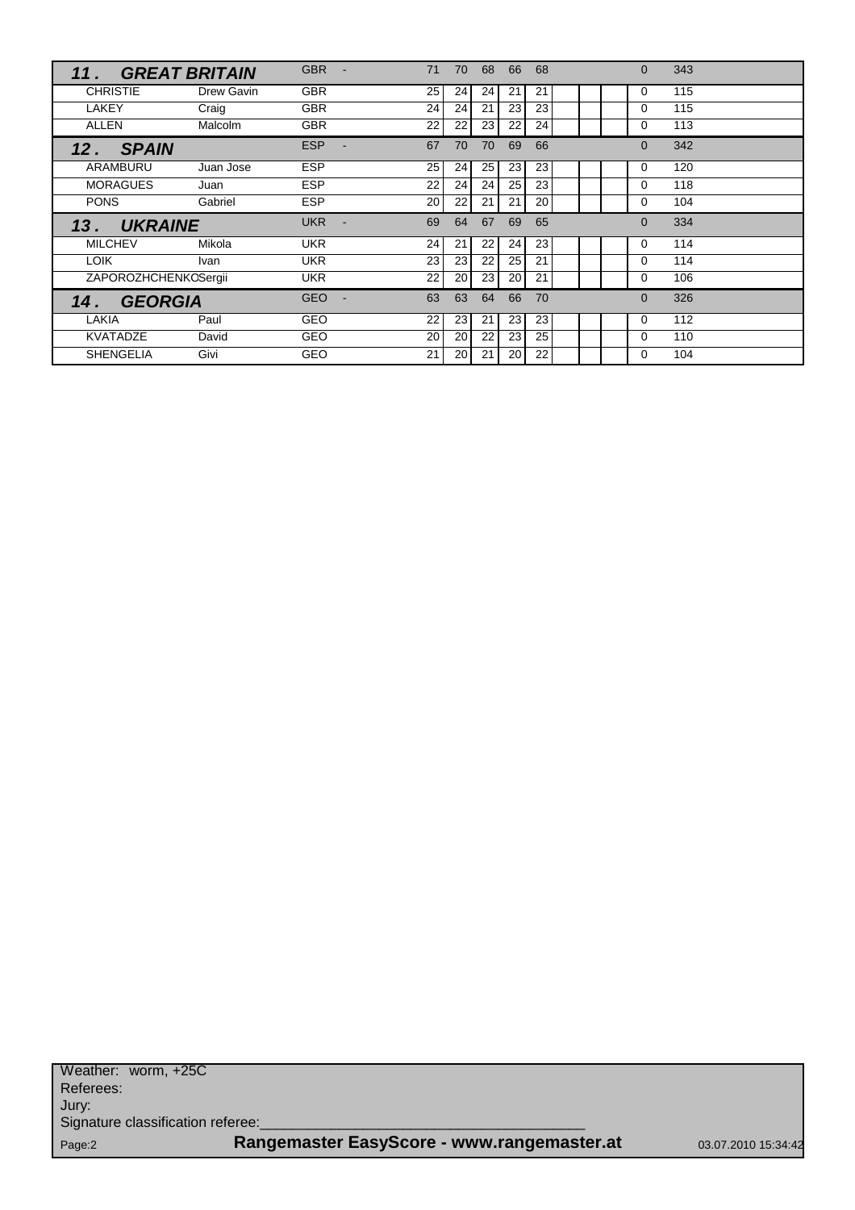| | | | | | | | | | | | | | |
|---|---|---|---|---|---|---|---|---|---|---|---|---|---|
| **11 . GREAT BRITAIN** | | GBR - | 71 | 70 | 68 | 66 | 68 | | | | 0 | 343 | |
| CHRISTIE | Drew Gavin | GBR | 25 | 24 | 24 | 21 | 21 | | | | 0 | 115 | |
| LAKEY | Craig | GBR | 24 | 24 | 21 | 23 | 23 | | | | 0 | 115 | |
| ALLEN | Malcolm | GBR | 22 | 22 | 23 | 22 | 24 | | | | 0 | 113 | |
| **12 . SPAIN** | | ESP - | 67 | 70 | 70 | 69 | 66 | | | | 0 | 342 | |
| ARAMBURU | Juan Jose | ESP | 25 | 24 | 25 | 23 | 23 | | | | 0 | 120 | |
| MORAGUES | Juan | ESP | 22 | 24 | 24 | 25 | 23 | | | | 0 | 118 | |
| PONS | Gabriel | ESP | 20 | 22 | 21 | 21 | 20 | | | | 0 | 104 | |
| **13 . UKRAINE** | | UKR - | 69 | 64 | 67 | 69 | 65 | | | | 0 | 334 | |
| MILCHEV | Mikola | UKR | 24 | 21 | 22 | 24 | 23 | | | | 0 | 114 | |
| LOIK | Ivan | UKR | 23 | 23 | 22 | 25 | 21 | | | | 0 | 114 | |
| ZAPOROZHCHENKO | Sergii | UKR | 22 | 20 | 23 | 20 | 21 | | | | 0 | 106 | |
| **14 . GEORGIA** | | GEO - | 63 | 63 | 64 | 66 | 70 | | | | 0 | 326 | |
| LAKIA | Paul | GEO | 22 | 23 | 21 | 23 | 23 | | | | 0 | 112 | |
| KVATADZE | David | GEO | 20 | 20 | 22 | 23 | 25 | | | | 0 | 110 | |
| SHENGELIA | Givi | GEO | 21 | 20 | 21 | 20 | 22 | | | | 0 | 104 | |

Weather: worm, +25C

Referees:

Jury:

Signature classification referee:_______________________________________

Rangemaster EasyScore - www.rangemaster.at 03.07.2010 15:34:42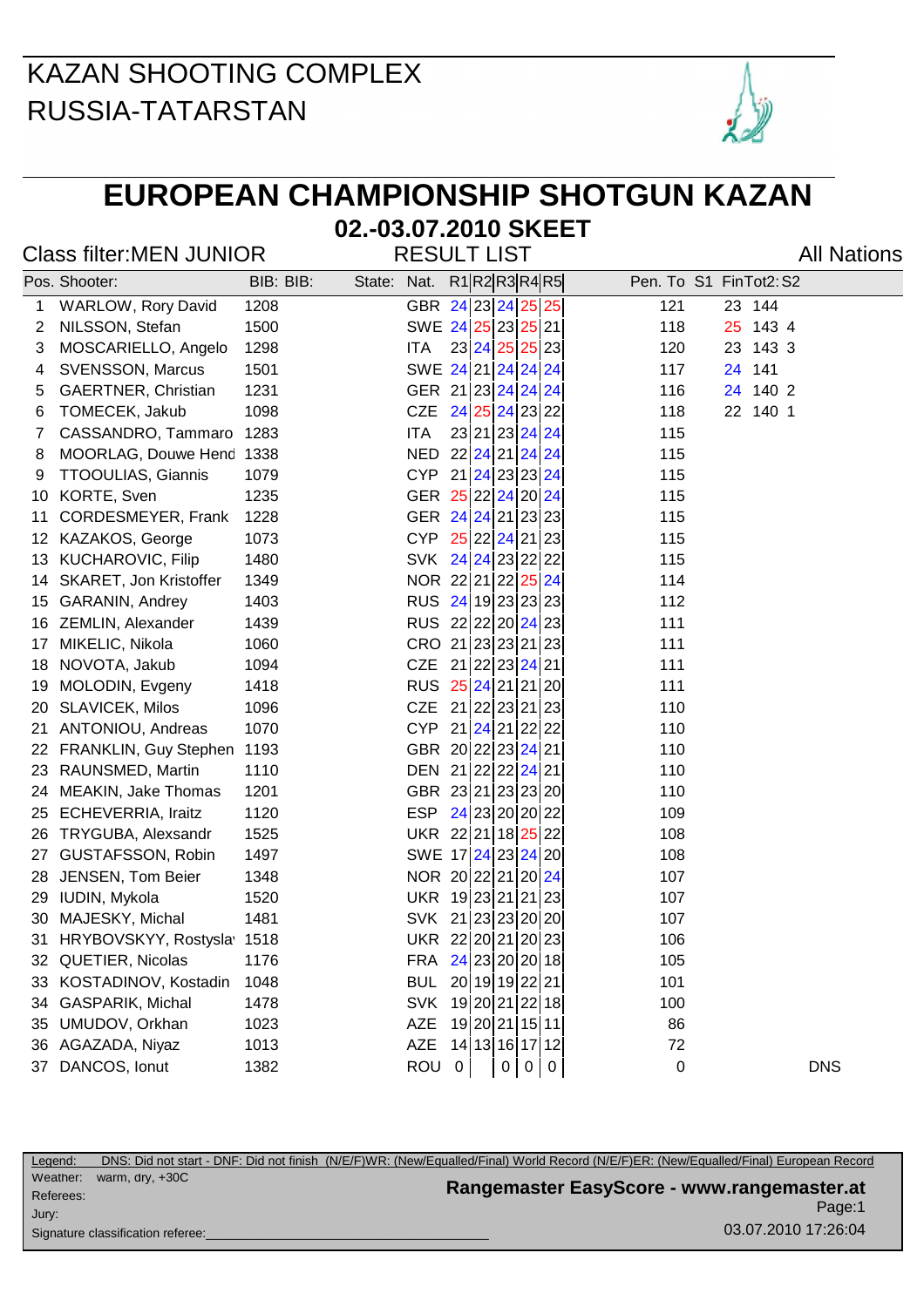KAZAN SHOOTING COMPLEX
RUSSIA-TATARSTAN

# EUROPEAN CHAMPIONSHIP SHOTGUN KAZAN

## 02.-03.07.2010 SKEET

Class filter:MEN JUNIOR — RESULT LIST — All Nations

| Pos. | Shooter: | BIB: | BIB: | State: | Nat. | R1 | R2 | R3 | R4 | R5 | Pen. | To | S1 | Fin | Tot2: | S2 |
|---|---|---|---|---|---|---|---|---|---|---|---|---|---|---|---|---|
| 1 | WARLOW, Rory David | 1208 | | | GBR | 24 | 23 | 24 | 25 | 25 | | 121 | | 23 | 144 | |
| 2 | NILSSON, Stefan | 1500 | | | SWE | 24 | 25 | 23 | 25 | 21 | | 118 | | 25 | 143 | 4 |
| 3 | MOSCARIELLO, Angelo | 1298 | | | ITA | 23 | 24 | 25 | 25 | 23 | | 120 | | 23 | 143 | 3 |
| 4 | SVENSSON, Marcus | 1501 | | | SWE | 24 | 21 | 24 | 24 | 24 | | 117 | | 24 | 141 | |
| 5 | GAERTNER, Christian | 1231 | | | GER | 21 | 23 | 24 | 24 | 24 | | 116 | | 24 | 140 | 2 |
| 6 | TOMECEK, Jakub | 1098 | | | CZE | 24 | 25 | 24 | 23 | 22 | | 118 | | 22 | 140 | 1 |
| 7 | CASSANDRO, Tammaro | 1283 | | | ITA | 23 | 21 | 23 | 24 | 24 | | 115 | | | | |
| 8 | MOORLAG, Douwe Hend | 1338 | | | NED | 22 | 24 | 21 | 24 | 24 | | 115 | | | | |
| 9 | TTOOULIAS, Giannis | 1079 | | | CYP | 21 | 24 | 23 | 23 | 24 | | 115 | | | | |
| 10 | KORTE, Sven | 1235 | | | GER | 25 | 22 | 24 | 20 | 24 | | 115 | | | | |
| 11 | CORDESMEYER, Frank | 1228 | | | GER | 24 | 24 | 21 | 23 | 23 | | 115 | | | | |
| 12 | KAZAKOS, George | 1073 | | | CYP | 25 | 22 | 24 | 21 | 23 | | 115 | | | | |
| 13 | KUCHAROVIC, Filip | 1480 | | | SVK | 24 | 24 | 23 | 22 | 22 | | 115 | | | | |
| 14 | SKARET, Jon Kristoffer | 1349 | | | NOR | 22 | 21 | 22 | 25 | 24 | | 114 | | | | |
| 15 | GARANIN, Andrey | 1403 | | | RUS | 24 | 19 | 23 | 23 | 23 | | 112 | | | | |
| 16 | ZEMLIN, Alexander | 1439 | | | RUS | 22 | 22 | 20 | 24 | 23 | | 111 | | | | |
| 17 | MIKELIC, Nikola | 1060 | | | CRO | 21 | 23 | 23 | 21 | 23 | | 111 | | | | |
| 18 | NOVOTA, Jakub | 1094 | | | CZE | 21 | 22 | 23 | 24 | 21 | | 111 | | | | |
| 19 | MOLODIN, Evgeny | 1418 | | | RUS | 25 | 24 | 21 | 21 | 20 | | 111 | | | | |
| 20 | SLAVICEK, Milos | 1096 | | | CZE | 21 | 22 | 23 | 21 | 23 | | 110 | | | | |
| 21 | ANTONIOU, Andreas | 1070 | | | CYP | 21 | 24 | 21 | 22 | 22 | | 110 | | | | |
| 22 | FRANKLIN, Guy Stephen | 1193 | | | GBR | 20 | 22 | 23 | 24 | 21 | | 110 | | | | |
| 23 | RAUNSMED, Martin | 1110 | | | DEN | 21 | 22 | 22 | 24 | 21 | | 110 | | | | |
| 24 | MEAKIN, Jake Thomas | 1201 | | | GBR | 23 | 21 | 23 | 23 | 20 | | 110 | | | | |
| 25 | ECHEVERRIA, Iraitz | 1120 | | | ESP | 24 | 23 | 20 | 20 | 22 | | 109 | | | | |
| 26 | TRYGUBA, Alexsandr | 1525 | | | UKR | 22 | 21 | 18 | 25 | 22 | | 108 | | | | |
| 27 | GUSTAFSSON, Robin | 1497 | | | SWE | 17 | 24 | 23 | 24 | 20 | | 108 | | | | |
| 28 | JENSEN, Tom Beier | 1348 | | | NOR | 20 | 22 | 21 | 20 | 24 | | 107 | | | | |
| 29 | IUDIN, Mykola | 1520 | | | UKR | 19 | 23 | 21 | 21 | 23 | | 107 | | | | |
| 30 | MAJESKY, Michal | 1481 | | | SVK | 21 | 23 | 23 | 20 | 20 | | 107 | | | | |
| 31 | HRYBOVSKYY, Rostysla | 1518 | | | UKR | 22 | 20 | 21 | 20 | 23 | | 106 | | | | |
| 32 | QUETIER, Nicolas | 1176 | | | FRA | 24 | 23 | 20 | 20 | 18 | | 105 | | | | |
| 33 | KOSTADINOV, Kostadin | 1048 | | | BUL | 20 | 19 | 19 | 22 | 21 | | 101 | | | | |
| 34 | GASPARIK, Michal | 1478 | | | SVK | 19 | 20 | 21 | 22 | 18 | | 100 | | | | |
| 35 | UMUDOV, Orkhan | 1023 | | | AZE | 19 | 20 | 21 | 15 | 11 | | 86 | | | | |
| 36 | AGAZADA, Niyaz | 1013 | | | AZE | 14 | 13 | 16 | 17 | 12 | | 72 | | | | |
| 37 | DANCOS, Ionut | 1382 | | | ROU | 0 | | 0 | 0 | 0 | | 0 | | | | DNS |

Legend: DNS: Did not start - DNF: Did not finish (N/E/F)WR: (New/Equalled/Final) World Record (N/E/F)ER: (New/Equalled/Final) European Record

Weather: warm, dry, +30C

Referees:

Jury:

Signature classification referee:____________________

Rangemaster EasyScore - www.rangemaster.at

03.07.2010 17:26:04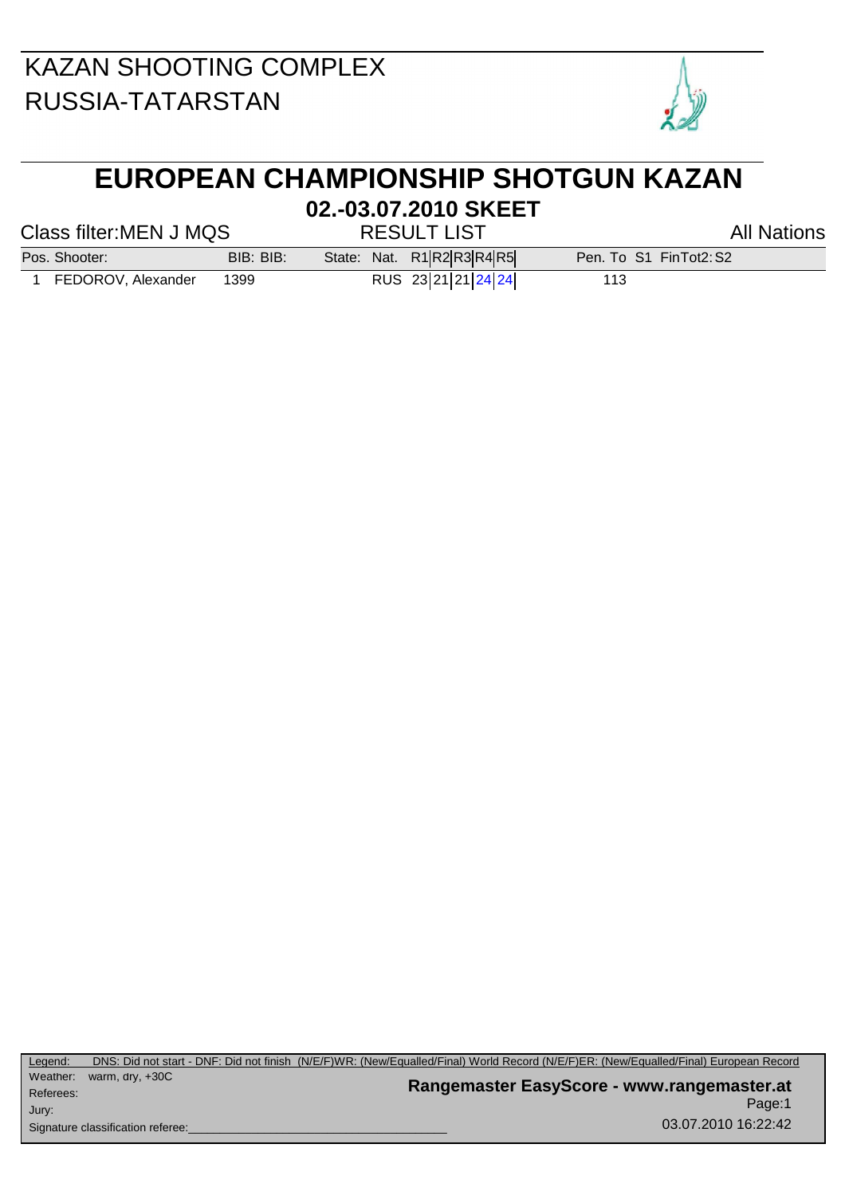KAZAN SHOOTING COMPLEX
RUSSIA-TATARSTAN

# EUROPEAN CHAMPIONSHIP SHOTGUN KAZAN

## 02.-03.07.2010 SKEET

Class filter:MEN J MQS | RESULT LIST | All Nations

| Pos. | Shooter: | BIB: | BIB: | State: | Nat. | R1 | R2 | R3 | R4 | R5 | Pen. | To | S1 | Fin | Tot2: | S2 |
|---|---|---|---|---|---|---|---|---|---|---|---|---|---|---|---|---|
| 1 | FEDOROV, Alexander | 1399 | | | RUS | 23 | 21 | 21 | 24 | 24 | | 113 | | | | |

Legend: DNS: Did not start - DNF: Did not finish (N/E/F)WR: (New/Equalled/Final) World Record (N/E/F)ER: (New/Equalled/Final) European Record
Weather: warm, dry, +30C
Referees:
Jury:
Signature classification referee:\_\_\_\_\_\_\_\_\_\_\_\_\_\_\_\_\_\_\_\_\_\_\_\_\_\_\_\_\_\_\_\_\_\_\_\_\_\_\_\_

**Rangemaster EasyScore - www.rangemaster.at**
03.07.2010 16:22:42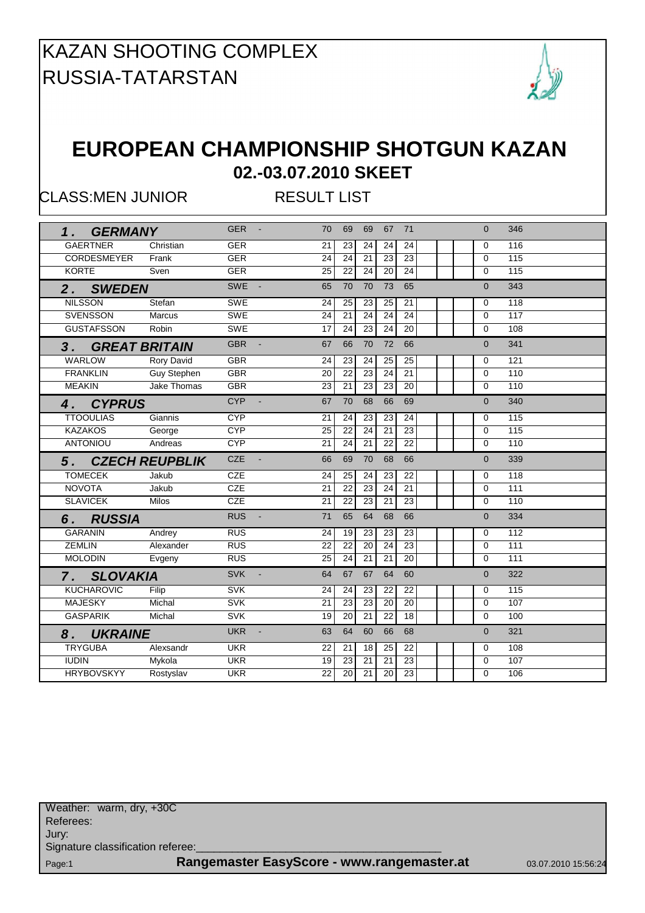# KAZAN SHOOTING COMPLEX
# RUSSIA-TATARSTAN

## EUROPEAN CHAMPIONSHIP SHOTGUN KAZAN

### 02.-03.07.2010 SKEET

CLASS:MEN JUNIOR RESULT LIST

| | | | | | | | | | | | | | |
|---|---|---|---|---|---|---|---|---|---|---|---|---|---|
| **1. GERMANY** | | GER | - | 70 | 69 | 69 | 67 | 71 | | | | 0 | 346 |
| GAERTNER | Christian | GER | | 21 | 23 | 24 | 24 | 24 | | | | 0 | 116 |
| CORDESMEYER | Frank | GER | | 24 | 24 | 21 | 23 | 23 | | | | 0 | 115 |
| KORTE | Sven | GER | | 25 | 22 | 24 | 20 | 24 | | | | 0 | 115 |
| **2. SWEDEN** | | SWE | - | 65 | 70 | 70 | 73 | 65 | | | | 0 | 343 |
| NILSSON | Stefan | SWE | | 24 | 25 | 23 | 25 | 21 | | | | 0 | 118 |
| SVENSSON | Marcus | SWE | | 24 | 21 | 24 | 24 | 24 | | | | 0 | 117 |
| GUSTAFSSON | Robin | SWE | | 17 | 24 | 23 | 24 | 20 | | | | 0 | 108 |
| **3. GREAT BRITAIN** | | GBR | - | 67 | 66 | 70 | 72 | 66 | | | | 0 | 341 |
| WARLOW | Rory David | GBR | | 24 | 23 | 24 | 25 | 25 | | | | 0 | 121 |
| FRANKLIN | Guy Stephen | GBR | | 20 | 22 | 23 | 24 | 21 | | | | 0 | 110 |
| MEAKIN | Jake Thomas | GBR | | 23 | 21 | 23 | 23 | 20 | | | | 0 | 110 |
| **4. CYPRUS** | | CYP | - | 67 | 70 | 68 | 66 | 69 | | | | 0 | 340 |
| TTOOULIAS | Giannis | CYP | | 21 | 24 | 23 | 23 | 24 | | | | 0 | 115 |
| KAZAKOS | George | CYP | | 25 | 22 | 24 | 21 | 23 | | | | 0 | 115 |
| ANTONIOU | Andreas | CYP | | 21 | 24 | 21 | 22 | 22 | | | | 0 | 110 |
| **5. CZECH REUPBLIK** | | CZE | - | 66 | 69 | 70 | 68 | 66 | | | | 0 | 339 |
| TOMECEK | Jakub | CZE | | 24 | 25 | 24 | 23 | 22 | | | | 0 | 118 |
| NOVOTA | Jakub | CZE | | 21 | 22 | 23 | 24 | 21 | | | | 0 | 111 |
| SLAVICEK | Milos | CZE | | 21 | 22 | 23 | 21 | 23 | | | | 0 | 110 |
| **6. RUSSIA** | | RUS | - | 71 | 65 | 64 | 68 | 66 | | | | 0 | 334 |
| GARANIN | Andrey | RUS | | 24 | 19 | 23 | 23 | 23 | | | | 0 | 112 |
| ZEMLIN | Alexander | RUS | | 22 | 22 | 20 | 24 | 23 | | | | 0 | 111 |
| MOLODIN | Evgeny | RUS | | 25 | 24 | 21 | 21 | 20 | | | | 0 | 111 |
| **7. SLOVAKIA** | | SVK | - | 64 | 67 | 67 | 64 | 60 | | | | 0 | 322 |
| KUCHAROVIC | Filip | SVK | | 24 | 24 | 23 | 22 | 22 | | | | 0 | 115 |
| MAJESKY | Michal | SVK | | 21 | 23 | 23 | 20 | 20 | | | | 0 | 107 |
| GASPARIK | Michal | SVK | | 19 | 20 | 21 | 22 | 18 | | | | 0 | 100 |
| **8. UKRAINE** | | UKR | - | 63 | 64 | 60 | 66 | 68 | | | | 0 | 321 |
| TRYGUBA | Alexsandr | UKR | | 22 | 21 | 18 | 25 | 22 | | | | 0 | 108 |
| IUDIN | Mykola | UKR | | 19 | 23 | 21 | 21 | 23 | | | | 0 | 107 |
| HRYBOVSKYY | Rostyslav | UKR | | 22 | 20 | 21 | 20 | 23 | | | | 0 | 106 |

Weather: warm, dry, +30C
Referees:
Jury:
Signature classification referee:________________________________________

**Rangemaster EasyScore - www.rangemaster.at** 03.07.2010 15:56:24